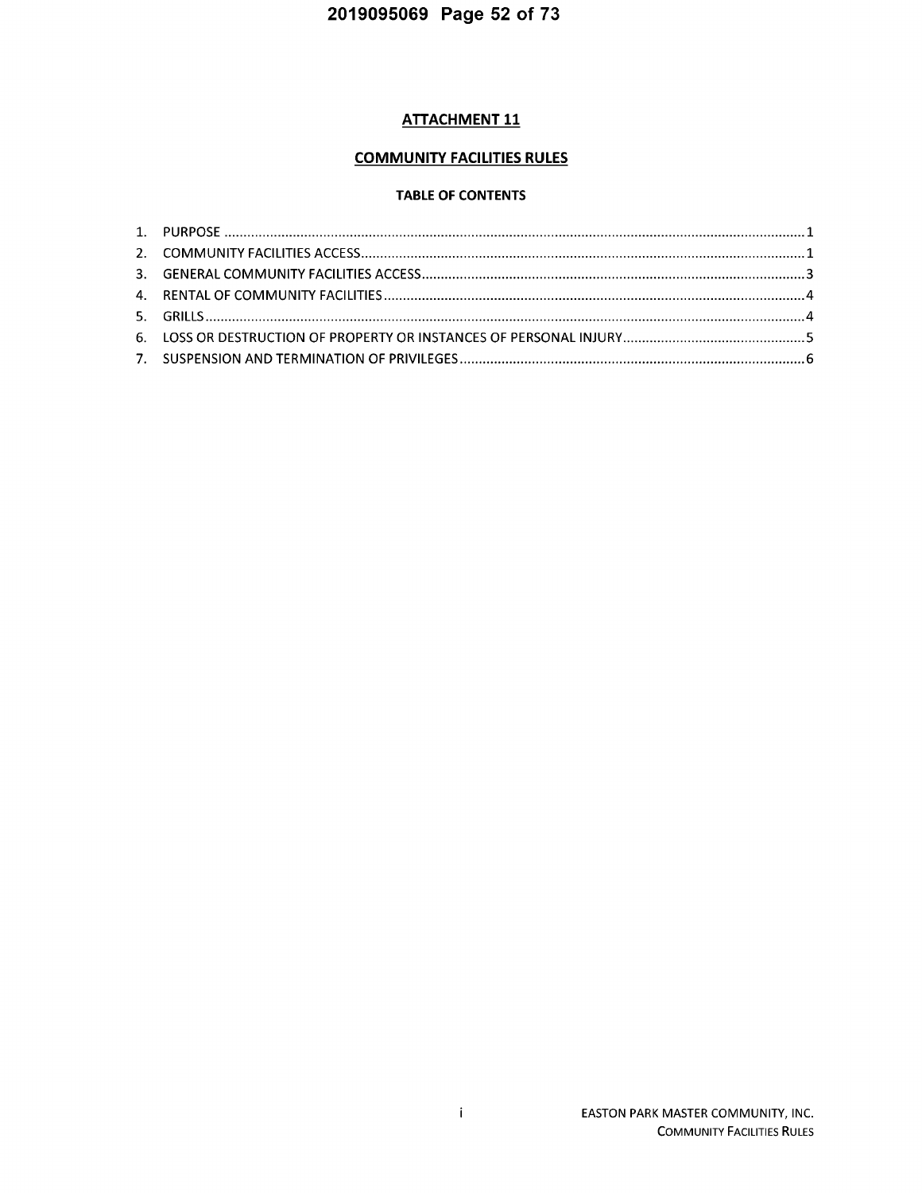## ATTACHMENT 11

## COMMUNITY FACILITIES RULES

### TABLE OF CONTENTS

1. PURPOSE .......... 1
2. COMMUNITY FACILITIES ACCESS .......... 1
3. GENERAL COMMUNITY FACILITIES ACCESS .......... 3
4. RENTAL OF COMMUNITY FACILITIES .......... 4
5. GRILLS .......... 4
6. LOSS OR DESTRUCTION OF PROPERTY OR INSTANCES OF PERSONAL INJURY .......... 5
7. SUSPENSION AND TERMINATION OF PRIVILEGES .......... 6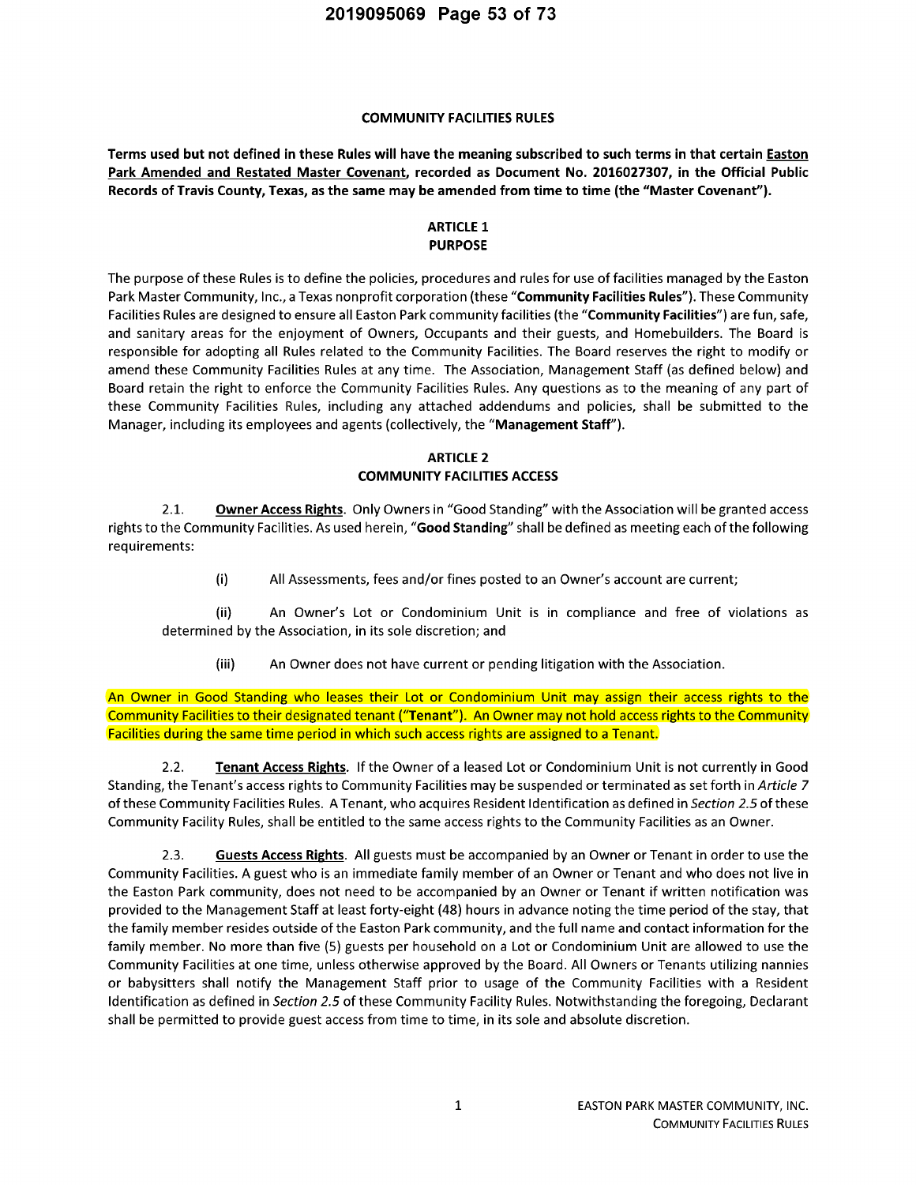## COMMUNITY FACILITIES RULES

**Terms used but not defined in these Rules will have the meaning subscribed to such terms in that certain Easton Park Amended and Restated Master Covenant, recorded as Document No. 2016027307, in the Official Public Records of Travis County, Texas, as the same may be amended from time to time (the "Master Covenant").**

### ARTICLE 1
### PURPOSE

The purpose of these Rules is to define the policies, procedures and rules for use of facilities managed by the Easton Park Master Community, Inc., a Texas nonprofit corporation (these "**Community Facilities Rules**"). These Community Facilities Rules are designed to ensure all Easton Park community facilities (the "**Community Facilities**") are fun, safe, and sanitary areas for the enjoyment of Owners, Occupants and their guests, and Homebuilders. The Board is responsible for adopting all Rules related to the Community Facilities. The Board reserves the right to modify or amend these Community Facilities Rules at any time. The Association, Management Staff (as defined below) and Board retain the right to enforce the Community Facilities Rules. Any questions as to the meaning of any part of these Community Facilities Rules, including any attached addendums and policies, shall be submitted to the Manager, including its employees and agents (collectively, the "**Management Staff**").

### ARTICLE 2
### COMMUNITY FACILITIES ACCESS

2.1. **Owner Access Rights**. Only Owners in "Good Standing" with the Association will be granted access rights to the Community Facilities. As used herein, "**Good Standing**" shall be defined as meeting each of the following requirements:

(i) All Assessments, fees and/or fines posted to an Owner's account are current;

(ii) An Owner's Lot or Condominium Unit is in compliance and free of violations as determined by the Association, in its sole discretion; and

(iii) An Owner does not have current or pending litigation with the Association.

An Owner in Good Standing who leases their Lot or Condominium Unit may assign their access rights to the Community Facilities to their designated tenant ("**Tenant**"). An Owner may not hold access rights to the Community Facilities during the same time period in which such access rights are assigned to a Tenant.

2.2. **Tenant Access Rights**. If the Owner of a leased Lot or Condominium Unit is not currently in Good Standing, the Tenant's access rights to Community Facilities may be suspended or terminated as set forth in *Article 7* of these Community Facilities Rules. A Tenant, who acquires Resident Identification as defined in *Section 2.5* of these Community Facility Rules, shall be entitled to the same access rights to the Community Facilities as an Owner.

2.3. **Guests Access Rights**. All guests must be accompanied by an Owner or Tenant in order to use the Community Facilities. A guest who is an immediate family member of an Owner or Tenant and who does not live in the Easton Park community, does not need to be accompanied by an Owner or Tenant if written notification was provided to the Management Staff at least forty-eight (48) hours in advance noting the time period of the stay, that the family member resides outside of the Easton Park community, and the full name and contact information for the family member. No more than five (5) guests per household on a Lot or Condominium Unit are allowed to use the Community Facilities at one time, unless otherwise approved by the Board. All Owners or Tenants utilizing nannies or babysitters shall notify the Management Staff prior to usage of the Community Facilities with a Resident Identification as defined in *Section 2.5* of these Community Facility Rules. Notwithstanding the foregoing, Declarant shall be permitted to provide guest access from time to time, in its sole and absolute discretion.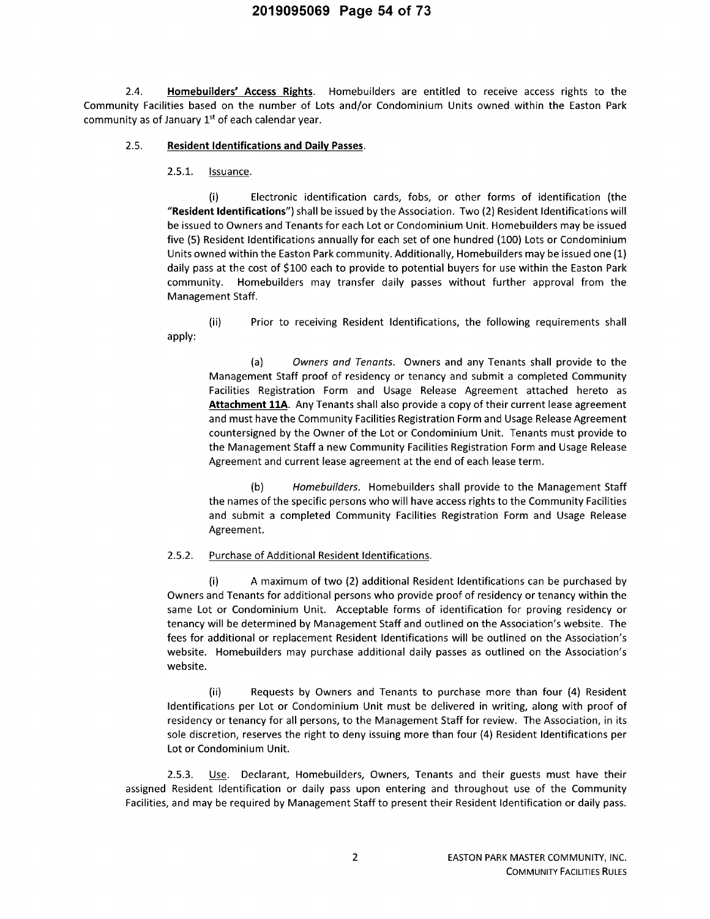2.4. **Homebuilders' Access Rights**. Homebuilders are entitled to receive access rights to the Community Facilities based on the number of Lots and/or Condominium Units owned within the Easton Park community as of January 1st of each calendar year.

2.5. **Resident Identifications and Daily Passes**.

2.5.1. Issuance.

(i) Electronic identification cards, fobs, or other forms of identification (the "**Resident Identifications**") shall be issued by the Association. Two (2) Resident Identifications will be issued to Owners and Tenants for each Lot or Condominium Unit. Homebuilders may be issued five (5) Resident Identifications annually for each set of one hundred (100) Lots or Condominium Units owned within the Easton Park community. Additionally, Homebuilders may be issued one (1) daily pass at the cost of $100 each to provide to potential buyers for use within the Easton Park community. Homebuilders may transfer daily passes without further approval from the Management Staff.

(ii) Prior to receiving Resident Identifications, the following requirements shall apply:

(a) *Owners and Tenants.* Owners and any Tenants shall provide to the Management Staff proof of residency or tenancy and submit a completed Community Facilities Registration Form and Usage Release Agreement attached hereto as **Attachment 11A**. Any Tenants shall also provide a copy of their current lease agreement and must have the Community Facilities Registration Form and Usage Release Agreement countersigned by the Owner of the Lot or Condominium Unit. Tenants must provide to the Management Staff a new Community Facilities Registration Form and Usage Release Agreement and current lease agreement at the end of each lease term.

(b) *Homebuilders.* Homebuilders shall provide to the Management Staff the names of the specific persons who will have access rights to the Community Facilities and submit a completed Community Facilities Registration Form and Usage Release Agreement.

2.5.2. Purchase of Additional Resident Identifications.

(i) A maximum of two (2) additional Resident Identifications can be purchased by Owners and Tenants for additional persons who provide proof of residency or tenancy within the same Lot or Condominium Unit. Acceptable forms of identification for proving residency or tenancy will be determined by Management Staff and outlined on the Association's website. The fees for additional or replacement Resident Identifications will be outlined on the Association's website. Homebuilders may purchase additional daily passes as outlined on the Association's website.

(ii) Requests by Owners and Tenants to purchase more than four (4) Resident Identifications per Lot or Condominium Unit must be delivered in writing, along with proof of residency or tenancy for all persons, to the Management Staff for review. The Association, in its sole discretion, reserves the right to deny issuing more than four (4) Resident Identifications per Lot or Condominium Unit.

2.5.3. Use. Declarant, Homebuilders, Owners, Tenants and their guests must have their assigned Resident Identification or daily pass upon entering and throughout use of the Community Facilities, and may be required by Management Staff to present their Resident Identification or daily pass.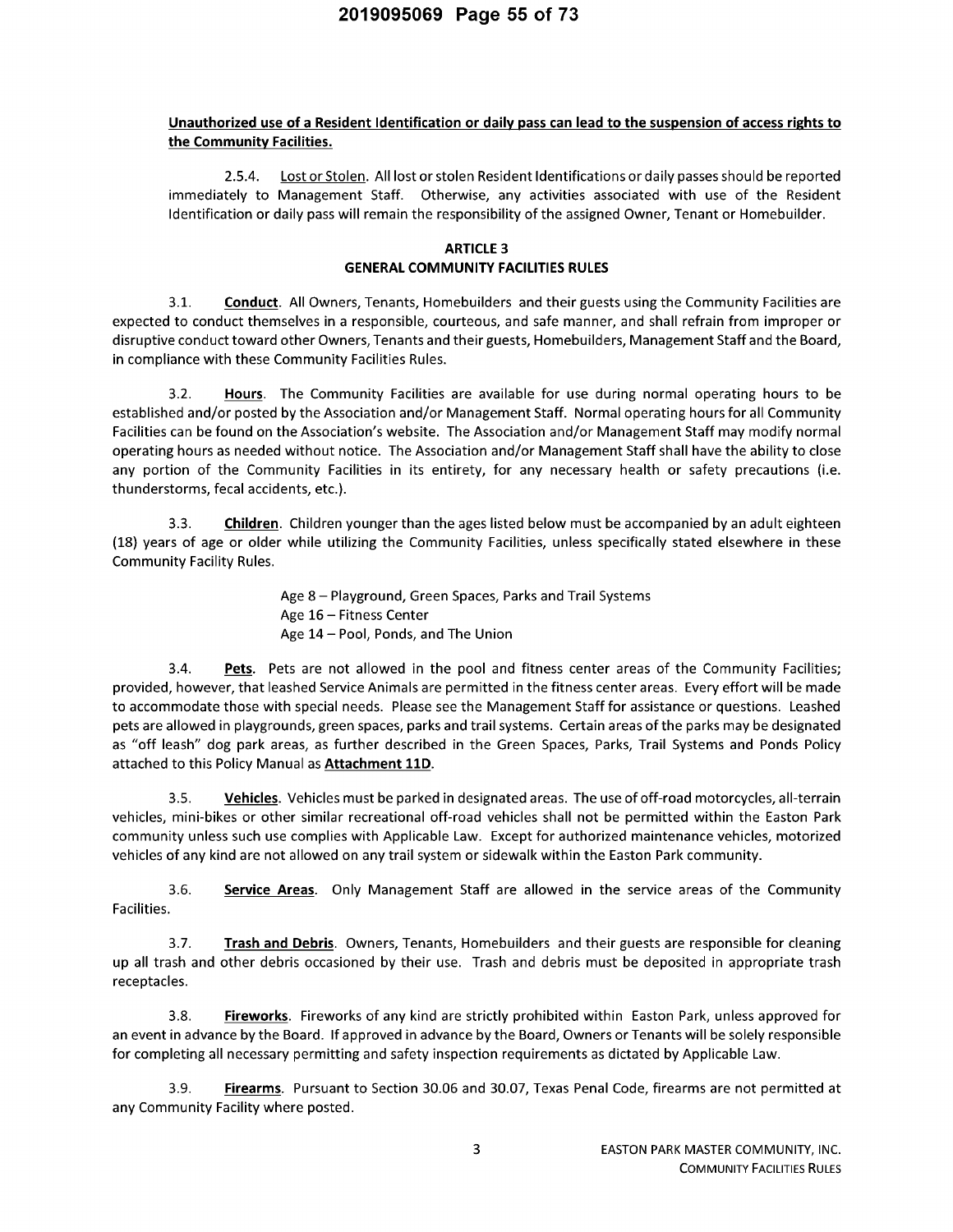**Unauthorized use of a Resident Identification or daily pass can lead to the suspension of access rights to the Community Facilities.**

2.5.4. Lost or Stolen. All lost or stolen Resident Identifications or daily passes should be reported immediately to Management Staff. Otherwise, any activities associated with use of the Resident Identification or daily pass will remain the responsibility of the assigned Owner, Tenant or Homebuilder.

## ARTICLE 3
## GENERAL COMMUNITY FACILITIES RULES

3.1. **Conduct**. All Owners, Tenants, Homebuilders and their guests using the Community Facilities are expected to conduct themselves in a responsible, courteous, and safe manner, and shall refrain from improper or disruptive conduct toward other Owners, Tenants and their guests, Homebuilders, Management Staff and the Board, in compliance with these Community Facilities Rules.

3.2. **Hours**. The Community Facilities are available for use during normal operating hours to be established and/or posted by the Association and/or Management Staff. Normal operating hours for all Community Facilities can be found on the Association's website. The Association and/or Management Staff may modify normal operating hours as needed without notice. The Association and/or Management Staff shall have the ability to close any portion of the Community Facilities in its entirety, for any necessary health or safety precautions (i.e. thunderstorms, fecal accidents, etc.).

3.3. **Children**. Children younger than the ages listed below must be accompanied by an adult eighteen (18) years of age or older while utilizing the Community Facilities, unless specifically stated elsewhere in these Community Facility Rules.

Age 8 – Playground, Green Spaces, Parks and Trail Systems
Age 16 – Fitness Center
Age 14 – Pool, Ponds, and The Union

3.4. **Pets**. Pets are not allowed in the pool and fitness center areas of the Community Facilities; provided, however, that leashed Service Animals are permitted in the fitness center areas. Every effort will be made to accommodate those with special needs. Please see the Management Staff for assistance or questions. Leashed pets are allowed in playgrounds, green spaces, parks and trail systems. Certain areas of the parks may be designated as "off leash" dog park areas, as further described in the Green Spaces, Parks, Trail Systems and Ponds Policy attached to this Policy Manual as **Attachment 11D**.

3.5. **Vehicles**. Vehicles must be parked in designated areas. The use of off-road motorcycles, all-terrain vehicles, mini-bikes or other similar recreational off-road vehicles shall not be permitted within the Easton Park community unless such use complies with Applicable Law. Except for authorized maintenance vehicles, motorized vehicles of any kind are not allowed on any trail system or sidewalk within the Easton Park community.

3.6. **Service Areas**. Only Management Staff are allowed in the service areas of the Community Facilities.

3.7. **Trash and Debris**. Owners, Tenants, Homebuilders and their guests are responsible for cleaning up all trash and other debris occasioned by their use. Trash and debris must be deposited in appropriate trash receptacles.

3.8. **Fireworks**. Fireworks of any kind are strictly prohibited within Easton Park, unless approved for an event in advance by the Board. If approved in advance by the Board, Owners or Tenants will be solely responsible for completing all necessary permitting and safety inspection requirements as dictated by Applicable Law.

3.9. **Firearms**. Pursuant to Section 30.06 and 30.07, Texas Penal Code, firearms are not permitted at any Community Facility where posted.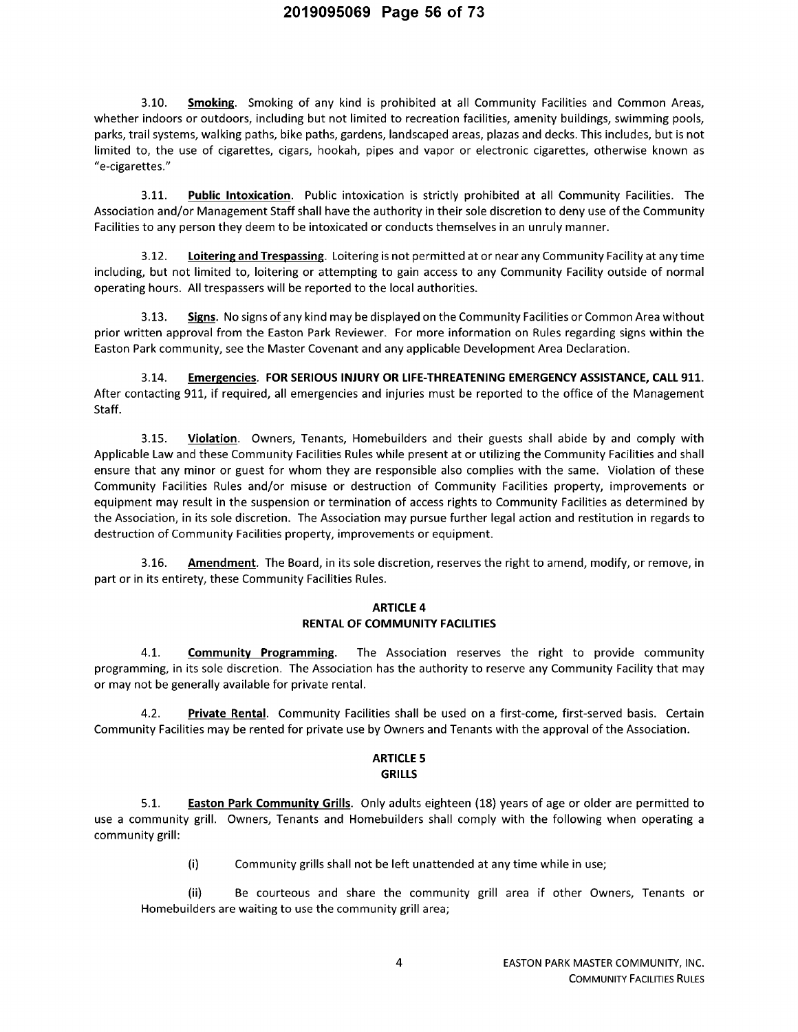3.10. **Smoking**. Smoking of any kind is prohibited at all Community Facilities and Common Areas, whether indoors or outdoors, including but not limited to recreation facilities, amenity buildings, swimming pools, parks, trail systems, walking paths, bike paths, gardens, landscaped areas, plazas and decks. This includes, but is not limited to, the use of cigarettes, cigars, hookah, pipes and vapor or electronic cigarettes, otherwise known as "e-cigarettes."

3.11. **Public Intoxication**. Public intoxication is strictly prohibited at all Community Facilities. The Association and/or Management Staff shall have the authority in their sole discretion to deny use of the Community Facilities to any person they deem to be intoxicated or conducts themselves in an unruly manner.

3.12. **Loitering and Trespassing**. Loitering is not permitted at or near any Community Facility at any time including, but not limited to, loitering or attempting to gain access to any Community Facility outside of normal operating hours. All trespassers will be reported to the local authorities.

3.13. **Signs**. No signs of any kind may be displayed on the Community Facilities or Common Area without prior written approval from the Easton Park Reviewer. For more information on Rules regarding signs within the Easton Park community, see the Master Covenant and any applicable Development Area Declaration.

3.14. **Emergencies**. **FOR SERIOUS INJURY OR LIFE-THREATENING EMERGENCY ASSISTANCE, CALL 911.** After contacting 911, if required, all emergencies and injuries must be reported to the office of the Management Staff.

3.15. **Violation**. Owners, Tenants, Homebuilders and their guests shall abide by and comply with Applicable Law and these Community Facilities Rules while present at or utilizing the Community Facilities and shall ensure that any minor or guest for whom they are responsible also complies with the same. Violation of these Community Facilities Rules and/or misuse or destruction of Community Facilities property, improvements or equipment may result in the suspension or termination of access rights to Community Facilities as determined by the Association, in its sole discretion. The Association may pursue further legal action and restitution in regards to destruction of Community Facilities property, improvements or equipment.

3.16. **Amendment**. The Board, in its sole discretion, reserves the right to amend, modify, or remove, in part or in its entirety, these Community Facilities Rules.

## ARTICLE 4
## RENTAL OF COMMUNITY FACILITIES

4.1. **Community Programming**. The Association reserves the right to provide community programming, in its sole discretion. The Association has the authority to reserve any Community Facility that may or may not be generally available for private rental.

4.2. **Private Rental**. Community Facilities shall be used on a first-come, first-served basis. Certain Community Facilities may be rented for private use by Owners and Tenants with the approval of the Association.

## ARTICLE 5
## GRILLS

5.1. **Easton Park Community Grills**. Only adults eighteen (18) years of age or older are permitted to use a community grill. Owners, Tenants and Homebuilders shall comply with the following when operating a community grill:

(i) Community grills shall not be left unattended at any time while in use;

(ii) Be courteous and share the community grill area if other Owners, Tenants or Homebuilders are waiting to use the community grill area;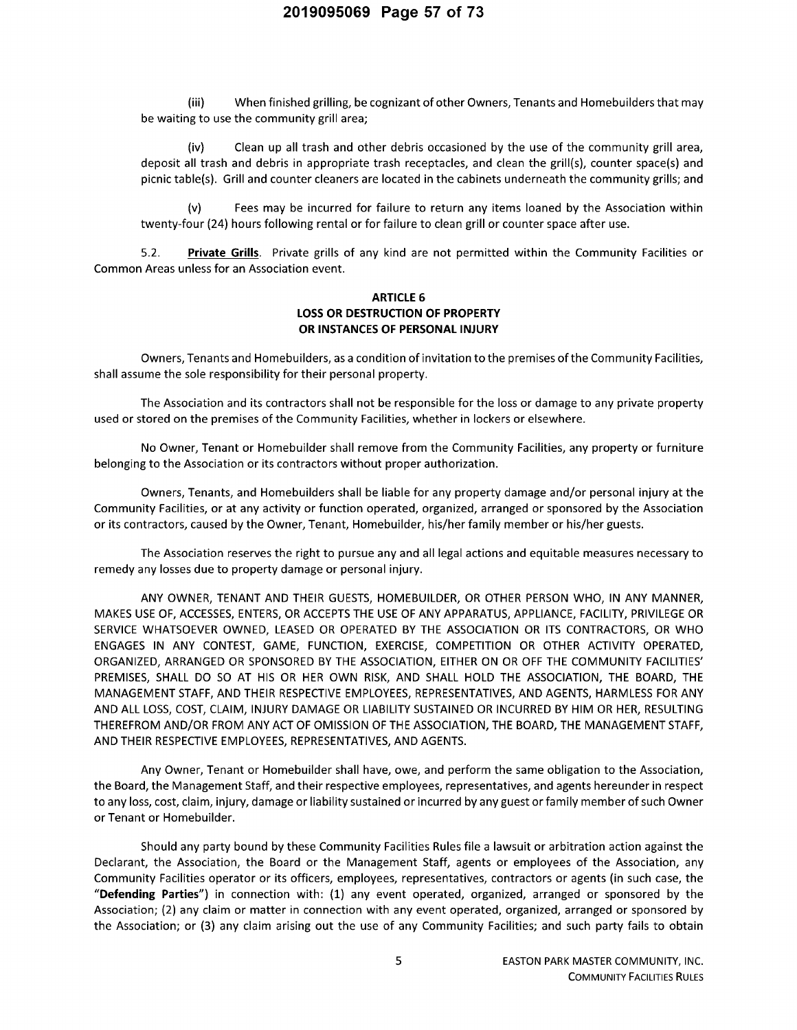(iii) When finished grilling, be cognizant of other Owners, Tenants and Homebuilders that may be waiting to use the community grill area;

(iv) Clean up all trash and other debris occasioned by the use of the community grill area, deposit all trash and debris in appropriate trash receptacles, and clean the grill(s), counter space(s) and picnic table(s). Grill and counter cleaners are located in the cabinets underneath the community grills; and

(v) Fees may be incurred for failure to return any items loaned by the Association within twenty-four (24) hours following rental or for failure to clean grill or counter space after use.

5.2. **Private Grills**. Private grills of any kind are not permitted within the Community Facilities or Common Areas unless for an Association event.

## ARTICLE 6
## LOSS OR DESTRUCTION OF PROPERTY OR INSTANCES OF PERSONAL INJURY

Owners, Tenants and Homebuilders, as a condition of invitation to the premises of the Community Facilities, shall assume the sole responsibility for their personal property.

The Association and its contractors shall not be responsible for the loss or damage to any private property used or stored on the premises of the Community Facilities, whether in lockers or elsewhere.

No Owner, Tenant or Homebuilder shall remove from the Community Facilities, any property or furniture belonging to the Association or its contractors without proper authorization.

Owners, Tenants, and Homebuilders shall be liable for any property damage and/or personal injury at the Community Facilities, or at any activity or function operated, organized, arranged or sponsored by the Association or its contractors, caused by the Owner, Tenant, Homebuilder, his/her family member or his/her guests.

The Association reserves the right to pursue any and all legal actions and equitable measures necessary to remedy any losses due to property damage or personal injury.

ANY OWNER, TENANT AND THEIR GUESTS, HOMEBUILDER, OR OTHER PERSON WHO, IN ANY MANNER, MAKES USE OF, ACCESSES, ENTERS, OR ACCEPTS THE USE OF ANY APPARATUS, APPLIANCE, FACILITY, PRIVILEGE OR SERVICE WHATSOEVER OWNED, LEASED OR OPERATED BY THE ASSOCIATION OR ITS CONTRACTORS, OR WHO ENGAGES IN ANY CONTEST, GAME, FUNCTION, EXERCISE, COMPETITION OR OTHER ACTIVITY OPERATED, ORGANIZED, ARRANGED OR SPONSORED BY THE ASSOCIATION, EITHER ON OR OFF THE COMMUNITY FACILITIES' PREMISES, SHALL DO SO AT HIS OR HER OWN RISK, AND SHALL HOLD THE ASSOCIATION, THE BOARD, THE MANAGEMENT STAFF, AND THEIR RESPECTIVE EMPLOYEES, REPRESENTATIVES, AND AGENTS, HARMLESS FOR ANY AND ALL LOSS, COST, CLAIM, INJURY DAMAGE OR LIABILITY SUSTAINED OR INCURRED BY HIM OR HER, RESULTING THEREFROM AND/OR FROM ANY ACT OF OMISSION OF THE ASSOCIATION, THE BOARD, THE MANAGEMENT STAFF, AND THEIR RESPECTIVE EMPLOYEES, REPRESENTATIVES, AND AGENTS.

Any Owner, Tenant or Homebuilder shall have, owe, and perform the same obligation to the Association, the Board, the Management Staff, and their respective employees, representatives, and agents hereunder in respect to any loss, cost, claim, injury, damage or liability sustained or incurred by any guest or family member of such Owner or Tenant or Homebuilder.

Should any party bound by these Community Facilities Rules file a lawsuit or arbitration action against the Declarant, the Association, the Board or the Management Staff, agents or employees of the Association, any Community Facilities operator or its officers, employees, representatives, contractors or agents (in such case, the "**Defending Parties**") in connection with: (1) any event operated, organized, arranged or sponsored by the Association; (2) any claim or matter in connection with any event operated, organized, arranged or sponsored by the Association; or (3) any claim arising out the use of any Community Facilities; and such party fails to obtain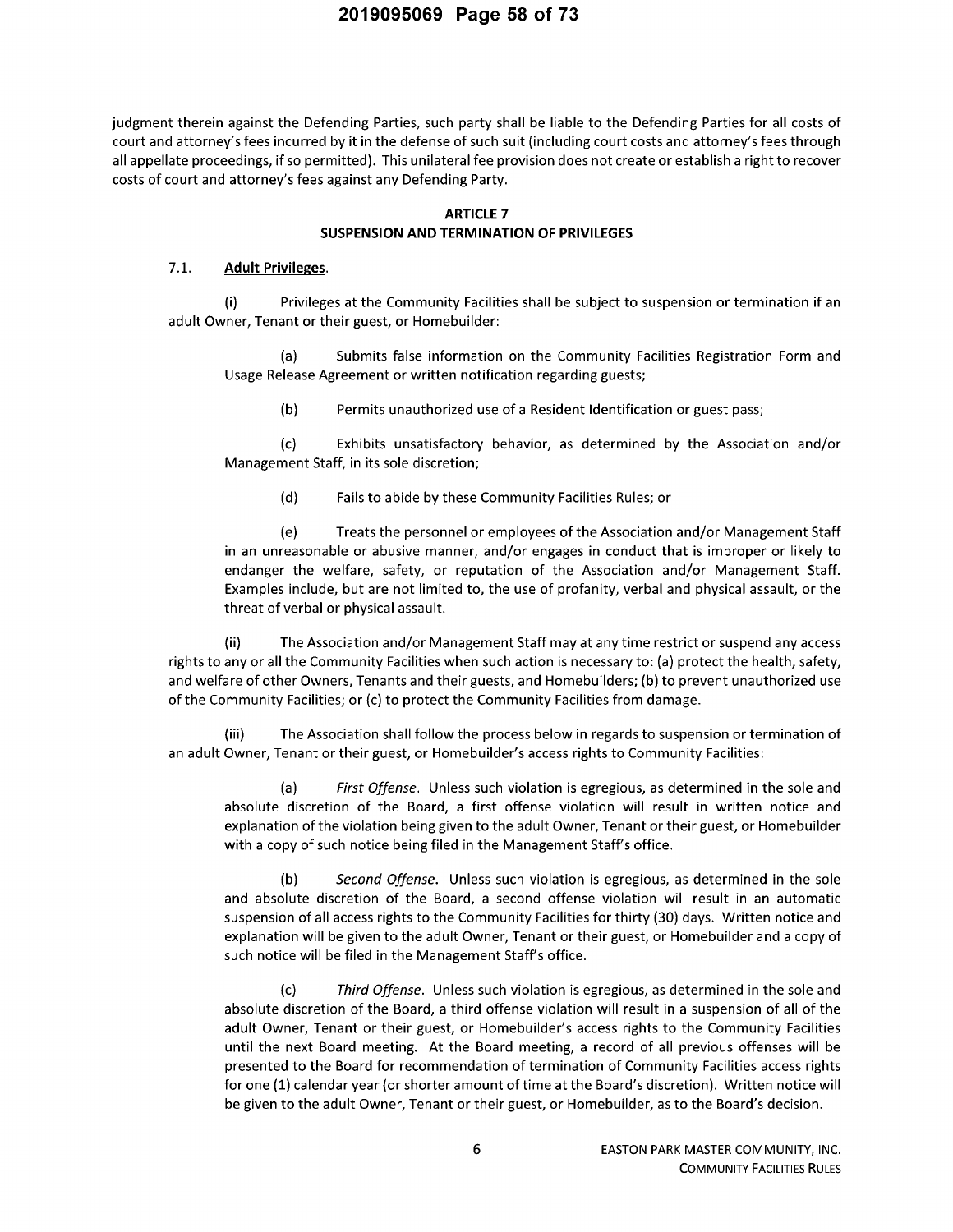judgment therein against the Defending Parties, such party shall be liable to the Defending Parties for all costs of court and attorney's fees incurred by it in the defense of such suit (including court costs and attorney's fees through all appellate proceedings, if so permitted). This unilateral fee provision does not create or establish a right to recover costs of court and attorney's fees against any Defending Party.

## ARTICLE 7
## SUSPENSION AND TERMINATION OF PRIVILEGES

7.1. **Adult Privileges**.

(i) Privileges at the Community Facilities shall be subject to suspension or termination if an adult Owner, Tenant or their guest, or Homebuilder:

(a) Submits false information on the Community Facilities Registration Form and Usage Release Agreement or written notification regarding guests;

(b) Permits unauthorized use of a Resident Identification or guest pass;

(c) Exhibits unsatisfactory behavior, as determined by the Association and/or Management Staff, in its sole discretion;

(d) Fails to abide by these Community Facilities Rules; or

(e) Treats the personnel or employees of the Association and/or Management Staff in an unreasonable or abusive manner, and/or engages in conduct that is improper or likely to endanger the welfare, safety, or reputation of the Association and/or Management Staff. Examples include, but are not limited to, the use of profanity, verbal and physical assault, or the threat of verbal or physical assault.

(ii) The Association and/or Management Staff may at any time restrict or suspend any access rights to any or all the Community Facilities when such action is necessary to: (a) protect the health, safety, and welfare of other Owners, Tenants and their guests, and Homebuilders; (b) to prevent unauthorized use of the Community Facilities; or (c) to protect the Community Facilities from damage.

(iii) The Association shall follow the process below in regards to suspension or termination of an adult Owner, Tenant or their guest, or Homebuilder's access rights to Community Facilities:

(a) *First Offense*. Unless such violation is egregious, as determined in the sole and absolute discretion of the Board, a first offense violation will result in written notice and explanation of the violation being given to the adult Owner, Tenant or their guest, or Homebuilder with a copy of such notice being filed in the Management Staff's office.

(b) *Second Offense*. Unless such violation is egregious, as determined in the sole and absolute discretion of the Board, a second offense violation will result in an automatic suspension of all access rights to the Community Facilities for thirty (30) days. Written notice and explanation will be given to the adult Owner, Tenant or their guest, or Homebuilder and a copy of such notice will be filed in the Management Staff's office.

(c) *Third Offense*. Unless such violation is egregious, as determined in the sole and absolute discretion of the Board, a third offense violation will result in a suspension of all of the adult Owner, Tenant or their guest, or Homebuilder's access rights to the Community Facilities until the next Board meeting. At the Board meeting, a record of all previous offenses will be presented to the Board for recommendation of termination of Community Facilities access rights for one (1) calendar year (or shorter amount of time at the Board's discretion). Written notice will be given to the adult Owner, Tenant or their guest, or Homebuilder, as to the Board's decision.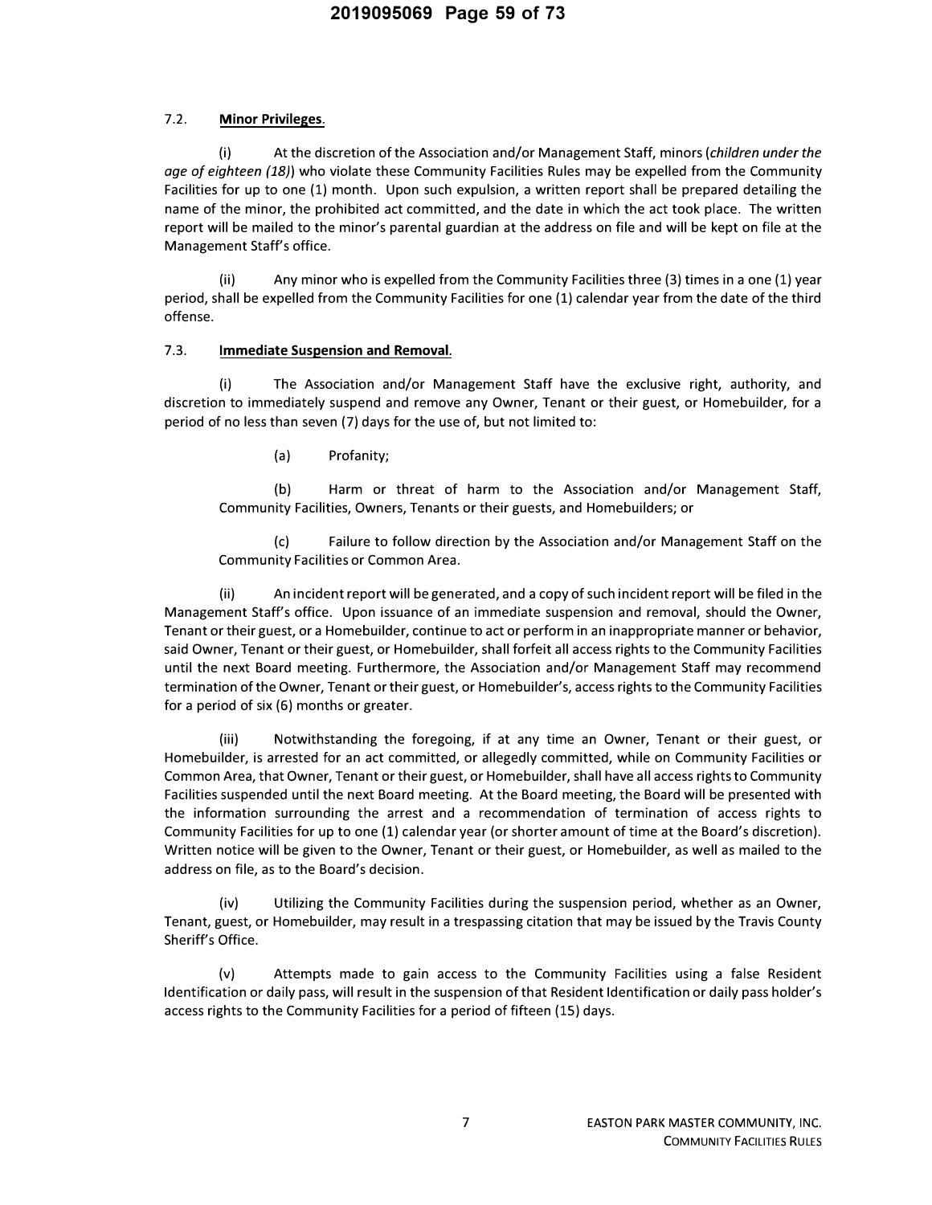### 7.2. **Minor Privileges**.

(i) At the discretion of the Association and/or Management Staff, minors (*children under the age of eighteen (18)*) who violate these Community Facilities Rules may be expelled from the Community Facilities for up to one (1) month. Upon such expulsion, a written report shall be prepared detailing the name of the minor, the prohibited act committed, and the date in which the act took place. The written report will be mailed to the minor's parental guardian at the address on file and will be kept on file at the Management Staff's office.

(ii) Any minor who is expelled from the Community Facilities three (3) times in a one (1) year period, shall be expelled from the Community Facilities for one (1) calendar year from the date of the third offense.

### 7.3. **Immediate Suspension and Removal**.

(i) The Association and/or Management Staff have the exclusive right, authority, and discretion to immediately suspend and remove any Owner, Tenant or their guest, or Homebuilder, for a period of no less than seven (7) days for the use of, but not limited to:

(a) Profanity;

(b) Harm or threat of harm to the Association and/or Management Staff, Community Facilities, Owners, Tenants or their guests, and Homebuilders; or

(c) Failure to follow direction by the Association and/or Management Staff on the Community Facilities or Common Area.

(ii) An incident report will be generated, and a copy of such incident report will be filed in the Management Staff's office. Upon issuance of an immediate suspension and removal, should the Owner, Tenant or their guest, or a Homebuilder, continue to act or perform in an inappropriate manner or behavior, said Owner, Tenant or their guest, or Homebuilder, shall forfeit all access rights to the Community Facilities until the next Board meeting. Furthermore, the Association and/or Management Staff may recommend termination of the Owner, Tenant or their guest, or Homebuilder's, access rights to the Community Facilities for a period of six (6) months or greater.

(iii) Notwithstanding the foregoing, if at any time an Owner, Tenant or their guest, or Homebuilder, is arrested for an act committed, or allegedly committed, while on Community Facilities or Common Area, that Owner, Tenant or their guest, or Homebuilder, shall have all access rights to Community Facilities suspended until the next Board meeting. At the Board meeting, the Board will be presented with the information surrounding the arrest and a recommendation of termination of access rights to Community Facilities for up to one (1) calendar year (or shorter amount of time at the Board's discretion). Written notice will be given to the Owner, Tenant or their guest, or Homebuilder, as well as mailed to the address on file, as to the Board's decision.

(iv) Utilizing the Community Facilities during the suspension period, whether as an Owner, Tenant, guest, or Homebuilder, may result in a trespassing citation that may be issued by the Travis County Sheriff's Office.

(v) Attempts made to gain access to the Community Facilities using a false Resident Identification or daily pass, will result in the suspension of that Resident Identification or daily pass holder's access rights to the Community Facilities for a period of fifteen (15) days.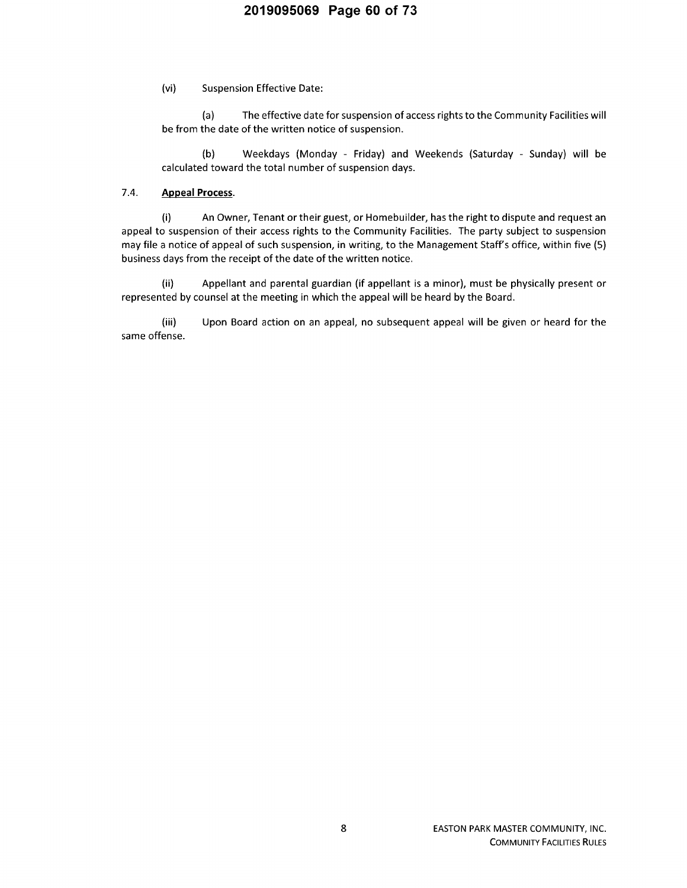(vi) Suspension Effective Date:

(a) The effective date for suspension of access rights to the Community Facilities will be from the date of the written notice of suspension.

(b) Weekdays (Monday - Friday) and Weekends (Saturday - Sunday) will be calculated toward the total number of suspension days.

7.4. **Appeal Process**.

(i) An Owner, Tenant or their guest, or Homebuilder, has the right to dispute and request an appeal to suspension of their access rights to the Community Facilities. The party subject to suspension may file a notice of appeal of such suspension, in writing, to the Management Staff's office, within five (5) business days from the receipt of the date of the written notice.

(ii) Appellant and parental guardian (if appellant is a minor), must be physically present or represented by counsel at the meeting in which the appeal will be heard by the Board.

(iii) Upon Board action on an appeal, no subsequent appeal will be given or heard for the same offense.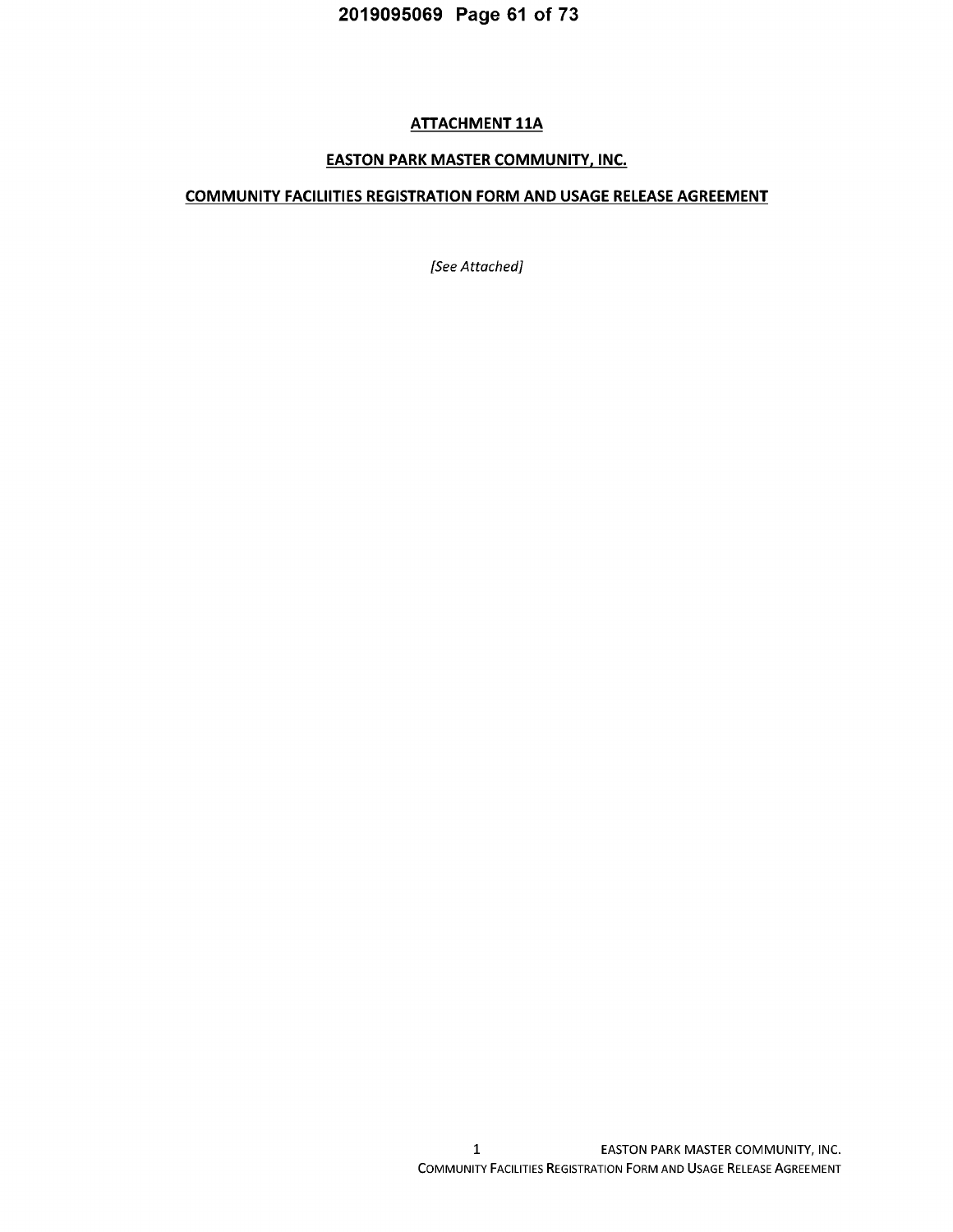**ATTACHMENT 11A**

**EASTON PARK MASTER COMMUNITY, INC.**

**COMMUNITY FACILIITIES REGISTRATION FORM AND USAGE RELEASE AGREEMENT**

*[See Attached]*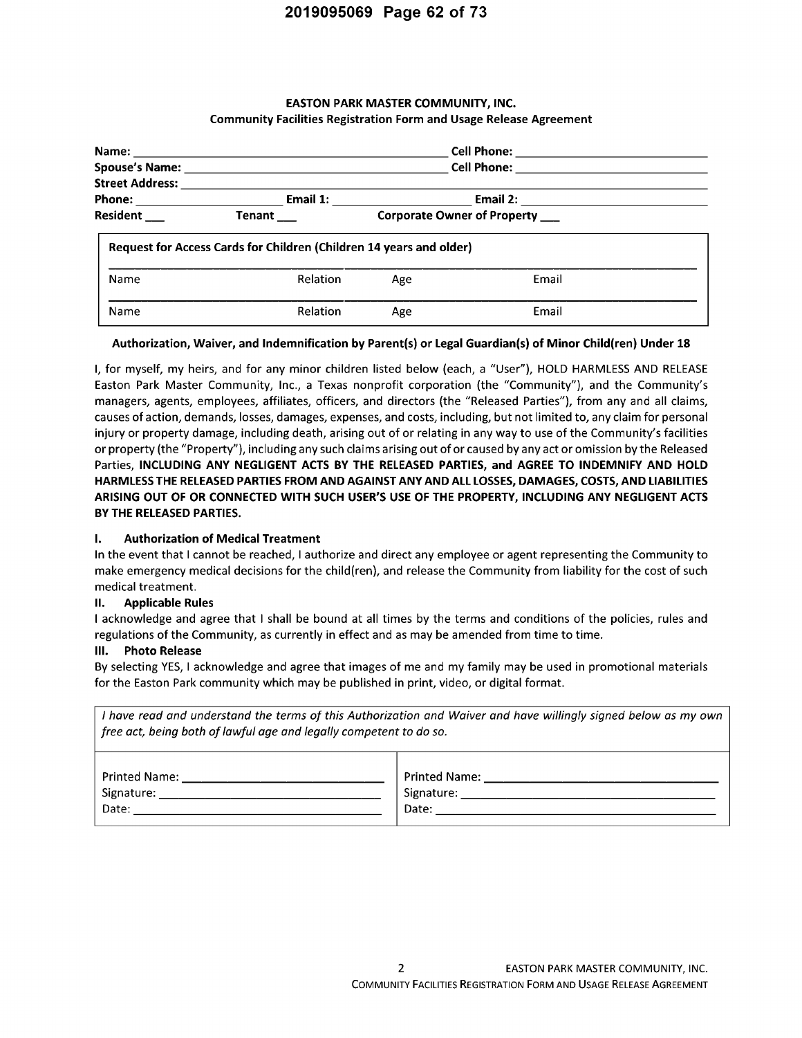**EASTON PARK MASTER COMMUNITY, INC.**
**Community Facilities Registration Form and Usage Release Agreement**

**Name:** ______________________________ **Cell Phone:** ______________________
**Spouse's Name:** ______________________________ **Cell Phone:** ______________________
**Street Address:** ______________________________________________________________
**Phone:** ______________ **Email 1:** ______________ **Email 2:** ______________________
**Resident** ___ **Tenant** ___ **Corporate Owner of Property** ___

**Request for Access Cards for Children (Children 14 years and older)**

| Name | Relation | Age | Email |
|---|---|---|---|
| | | | |
| Name | Relation | Age | Email |

**Authorization, Waiver, and Indemnification by Parent(s) or Legal Guardian(s) of Minor Child(ren) Under 18**

I, for myself, my heirs, and for any minor children listed below (each, a "User"), HOLD HARMLESS AND RELEASE Easton Park Master Community, Inc., a Texas nonprofit corporation (the "Community"), and the Community's managers, agents, employees, affiliates, officers, and directors (the "Released Parties"), from any and all claims, causes of action, demands, losses, damages, expenses, and costs, including, but not limited to, any claim for personal injury or property damage, including death, arising out of or relating in any way to use of the Community's facilities or property (the "Property"), including any such claims arising out of or caused by any act or omission by the Released Parties, **INCLUDING ANY NEGLIGENT ACTS BY THE RELEASED PARTIES, and AGREE TO INDEMNIFY AND HOLD HARMLESS THE RELEASED PARTIES FROM AND AGAINST ANY AND ALL LOSSES, DAMAGES, COSTS, AND LIABILITIES ARISING OUT OF OR CONNECTED WITH SUCH USER'S USE OF THE PROPERTY, INCLUDING ANY NEGLIGENT ACTS BY THE RELEASED PARTIES.**

**I. Authorization of Medical Treatment**
In the event that I cannot be reached, I authorize and direct any employee or agent representing the Community to make emergency medical decisions for the child(ren), and release the Community from liability for the cost of such medical treatment.

**II. Applicable Rules**
I acknowledge and agree that I shall be bound at all times by the terms and conditions of the policies, rules and regulations of the Community, as currently in effect and as may be amended from time to time.

**III. Photo Release**
By selecting YES, I acknowledge and agree that images of me and my family may be used in promotional materials for the Easton Park community which may be published in print, video, or digital format.

*I have read and understand the terms of this Authorization and Waiver and have willingly signed below as my own free act, being both of lawful age and legally competent to do so.*

| | |
|---|---|
| Printed Name: ______________________ | Printed Name: ______________________ |
| Signature: ______________________ | Signature: ______________________ |
| Date: ______________________ | Date: ______________________ |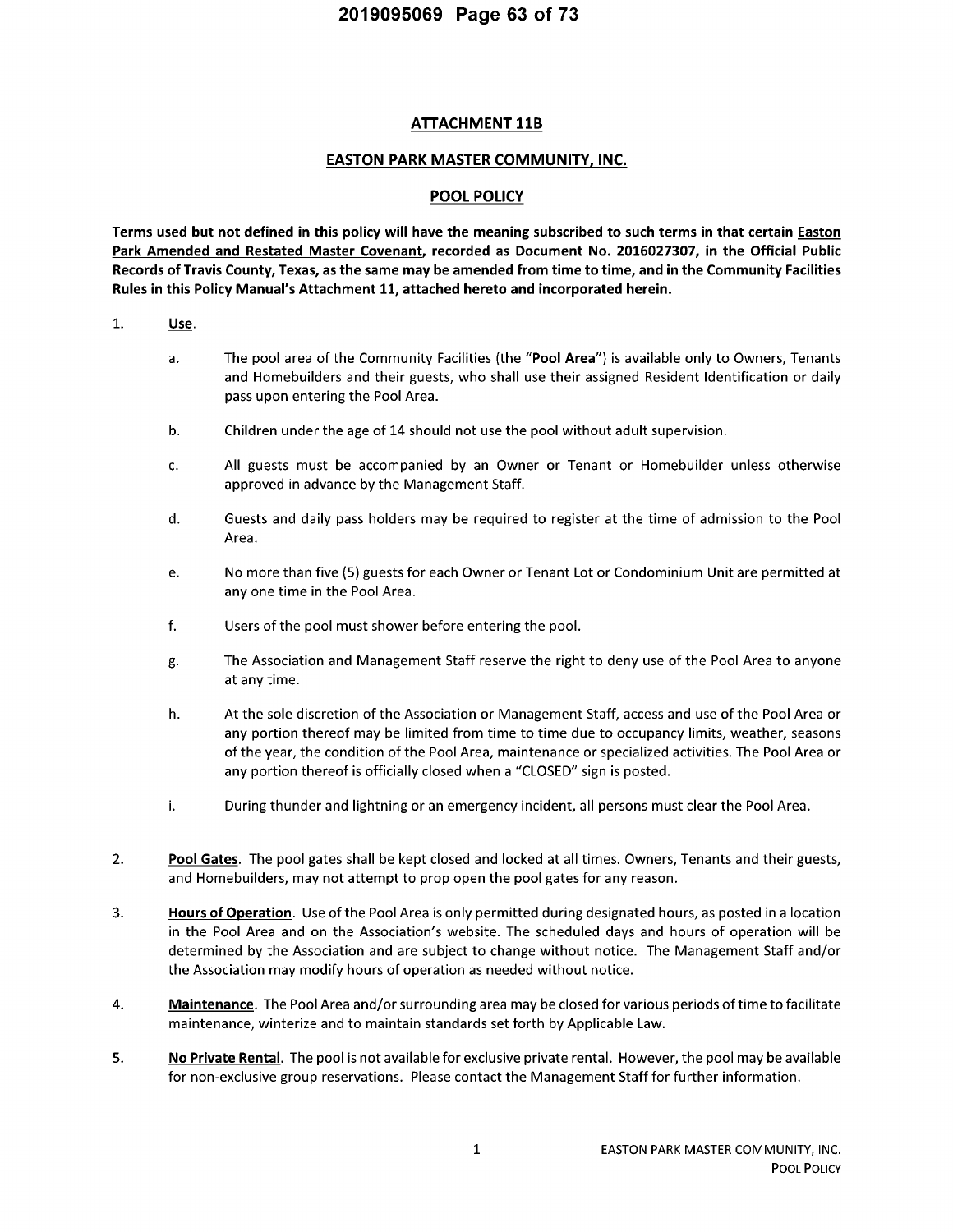## ATTACHMENT 11B

## EASTON PARK MASTER COMMUNITY, INC.

## POOL POLICY

**Terms used but not defined in this policy will have the meaning subscribed to such terms in that certain Easton Park Amended and Restated Master Covenant, recorded as Document No. 2016027307, in the Official Public Records of Travis County, Texas, as the same may be amended from time to time, and in the Community Facilities Rules in this Policy Manual's Attachment 11, attached hereto and incorporated herein.**

1. **Use**.

   a. The pool area of the Community Facilities (the "**Pool Area**") is available only to Owners, Tenants and Homebuilders and their guests, who shall use their assigned Resident Identification or daily pass upon entering the Pool Area.

   b. Children under the age of 14 should not use the pool without adult supervision.

   c. All guests must be accompanied by an Owner or Tenant or Homebuilder unless otherwise approved in advance by the Management Staff.

   d. Guests and daily pass holders may be required to register at the time of admission to the Pool Area.

   e. No more than five (5) guests for each Owner or Tenant Lot or Condominium Unit are permitted at any one time in the Pool Area.

   f. Users of the pool must shower before entering the pool.

   g. The Association and Management Staff reserve the right to deny use of the Pool Area to anyone at any time.

   h. At the sole discretion of the Association or Management Staff, access and use of the Pool Area or any portion thereof may be limited from time to time due to occupancy limits, weather, seasons of the year, the condition of the Pool Area, maintenance or specialized activities. The Pool Area or any portion thereof is officially closed when a "CLOSED" sign is posted.

   i. During thunder and lightning or an emergency incident, all persons must clear the Pool Area.

2. **Pool Gates**. The pool gates shall be kept closed and locked at all times. Owners, Tenants and their guests, and Homebuilders, may not attempt to prop open the pool gates for any reason.

3. **Hours of Operation**. Use of the Pool Area is only permitted during designated hours, as posted in a location in the Pool Area and on the Association's website. The scheduled days and hours of operation will be determined by the Association and are subject to change without notice. The Management Staff and/or the Association may modify hours of operation as needed without notice.

4. **Maintenance**. The Pool Area and/or surrounding area may be closed for various periods of time to facilitate maintenance, winterize and to maintain standards set forth by Applicable Law.

5. **No Private Rental**. The pool is not available for exclusive private rental. However, the pool may be available for non-exclusive group reservations. Please contact the Management Staff for further information.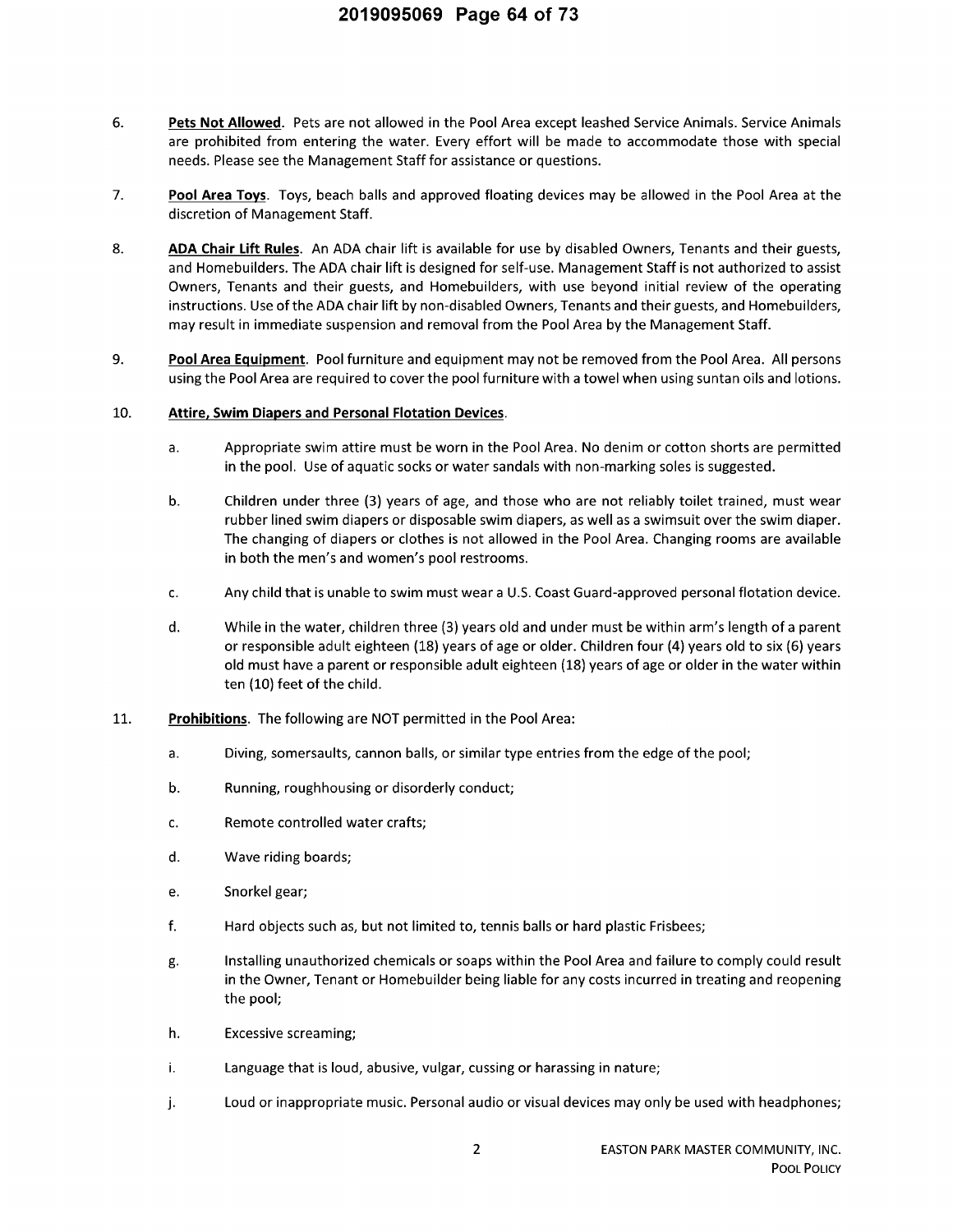6. **Pets Not Allowed**. Pets are not allowed in the Pool Area except leashed Service Animals. Service Animals are prohibited from entering the water. Every effort will be made to accommodate those with special needs. Please see the Management Staff for assistance or questions.

7. **Pool Area Toys**. Toys, beach balls and approved floating devices may be allowed in the Pool Area at the discretion of Management Staff.

8. **ADA Chair Lift Rules**. An ADA chair lift is available for use by disabled Owners, Tenants and their guests, and Homebuilders. The ADA chair lift is designed for self-use. Management Staff is not authorized to assist Owners, Tenants and their guests, and Homebuilders, with use beyond initial review of the operating instructions. Use of the ADA chair lift by non-disabled Owners, Tenants and their guests, and Homebuilders, may result in immediate suspension and removal from the Pool Area by the Management Staff.

9. **Pool Area Equipment**. Pool furniture and equipment may not be removed from the Pool Area. All persons using the Pool Area are required to cover the pool furniture with a towel when using suntan oils and lotions.

10. **Attire, Swim Diapers and Personal Flotation Devices**.

    a. Appropriate swim attire must be worn in the Pool Area. No denim or cotton shorts are permitted in the pool. Use of aquatic socks or water sandals with non-marking soles is suggested.

    b. Children under three (3) years of age, and those who are not reliably toilet trained, must wear rubber lined swim diapers or disposable swim diapers, as well as a swimsuit over the swim diaper. The changing of diapers or clothes is not allowed in the Pool Area. Changing rooms are available in both the men's and women's pool restrooms.

    c. Any child that is unable to swim must wear a U.S. Coast Guard-approved personal flotation device.

    d. While in the water, children three (3) years old and under must be within arm's length of a parent or responsible adult eighteen (18) years of age or older. Children four (4) years old to six (6) years old must have a parent or responsible adult eighteen (18) years of age or older in the water within ten (10) feet of the child.

11. **Prohibitions**. The following are NOT permitted in the Pool Area:

    a. Diving, somersaults, cannon balls, or similar type entries from the edge of the pool;

    b. Running, roughhousing or disorderly conduct;

    c. Remote controlled water crafts;

    d. Wave riding boards;

    e. Snorkel gear;

    f. Hard objects such as, but not limited to, tennis balls or hard plastic Frisbees;

    g. Installing unauthorized chemicals or soaps within the Pool Area and failure to comply could result in the Owner, Tenant or Homebuilder being liable for any costs incurred in treating and reopening the pool;

    h. Excessive screaming;

    i. Language that is loud, abusive, vulgar, cussing or harassing in nature;

    j. Loud or inappropriate music. Personal audio or visual devices may only be used with headphones;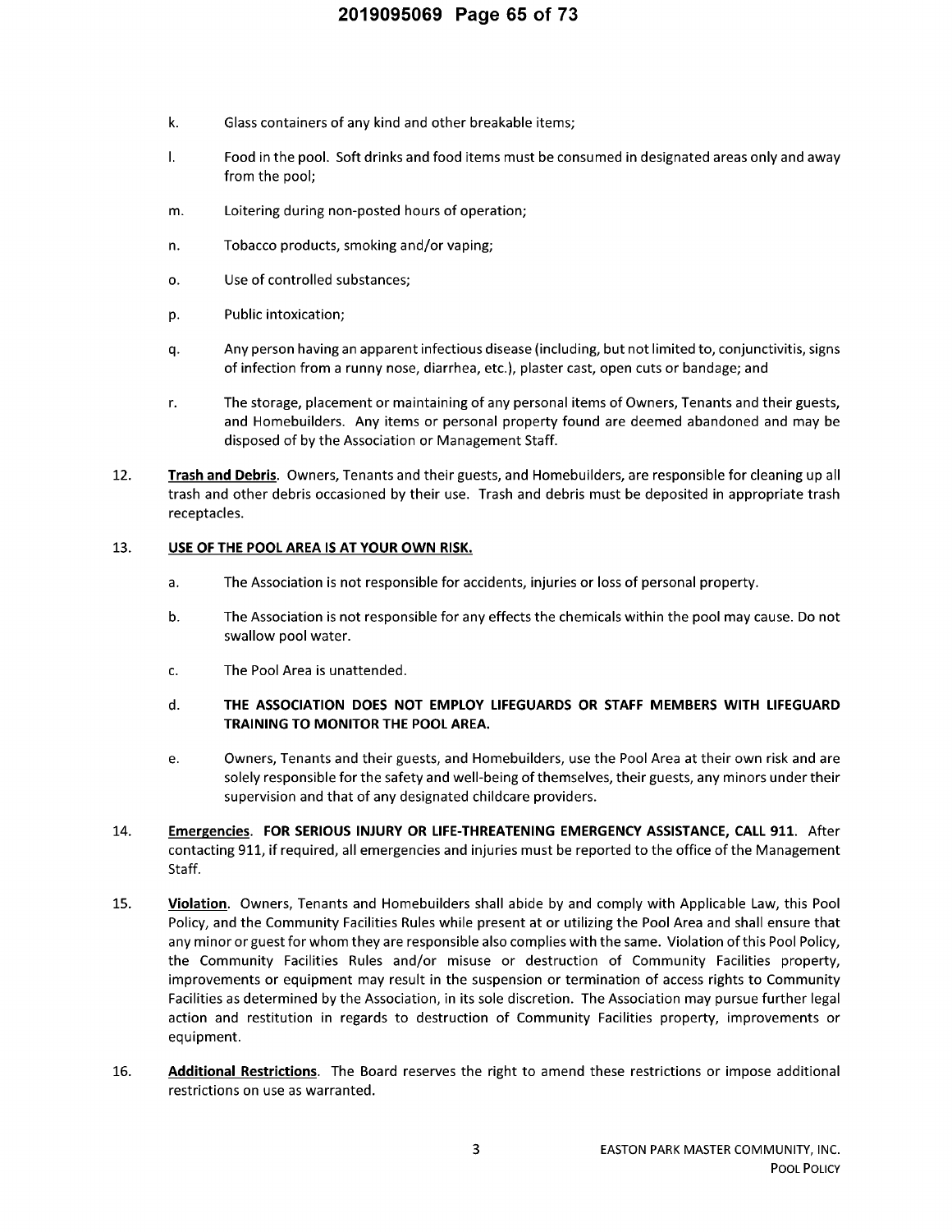k. Glass containers of any kind and other breakable items;

l. Food in the pool. Soft drinks and food items must be consumed in designated areas only and away from the pool;

m. Loitering during non-posted hours of operation;

n. Tobacco products, smoking and/or vaping;

o. Use of controlled substances;

p. Public intoxication;

q. Any person having an apparent infectious disease (including, but not limited to, conjunctivitis, signs of infection from a runny nose, diarrhea, etc.), plaster cast, open cuts or bandage; and

r. The storage, placement or maintaining of any personal items of Owners, Tenants and their guests, and Homebuilders. Any items or personal property found are deemed abandoned and may be disposed of by the Association or Management Staff.

12. **Trash and Debris**. Owners, Tenants and their guests, and Homebuilders, are responsible for cleaning up all trash and other debris occasioned by their use. Trash and debris must be deposited in appropriate trash receptacles.

13. **USE OF THE POOL AREA IS AT YOUR OWN RISK.**

   a. The Association is not responsible for accidents, injuries or loss of personal property.

   b. The Association is not responsible for any effects the chemicals within the pool may cause. Do not swallow pool water.

   c. The Pool Area is unattended.

   d. **THE ASSOCIATION DOES NOT EMPLOY LIFEGUARDS OR STAFF MEMBERS WITH LIFEGUARD TRAINING TO MONITOR THE POOL AREA.**

   e. Owners, Tenants and their guests, and Homebuilders, use the Pool Area at their own risk and are solely responsible for the safety and well-being of themselves, their guests, any minors under their supervision and that of any designated childcare providers.

14. **Emergencies**. **FOR SERIOUS INJURY OR LIFE-THREATENING EMERGENCY ASSISTANCE, CALL 911**. After contacting 911, if required, all emergencies and injuries must be reported to the office of the Management Staff.

15. **Violation**. Owners, Tenants and Homebuilders shall abide by and comply with Applicable Law, this Pool Policy, and the Community Facilities Rules while present at or utilizing the Pool Area and shall ensure that any minor or guest for whom they are responsible also complies with the same. Violation of this Pool Policy, the Community Facilities Rules and/or misuse or destruction of Community Facilities property, improvements or equipment may result in the suspension or termination of access rights to Community Facilities as determined by the Association, in its sole discretion. The Association may pursue further legal action and restitution in regards to destruction of Community Facilities property, improvements or equipment.

16. **Additional Restrictions**. The Board reserves the right to amend these restrictions or impose additional restrictions on use as warranted.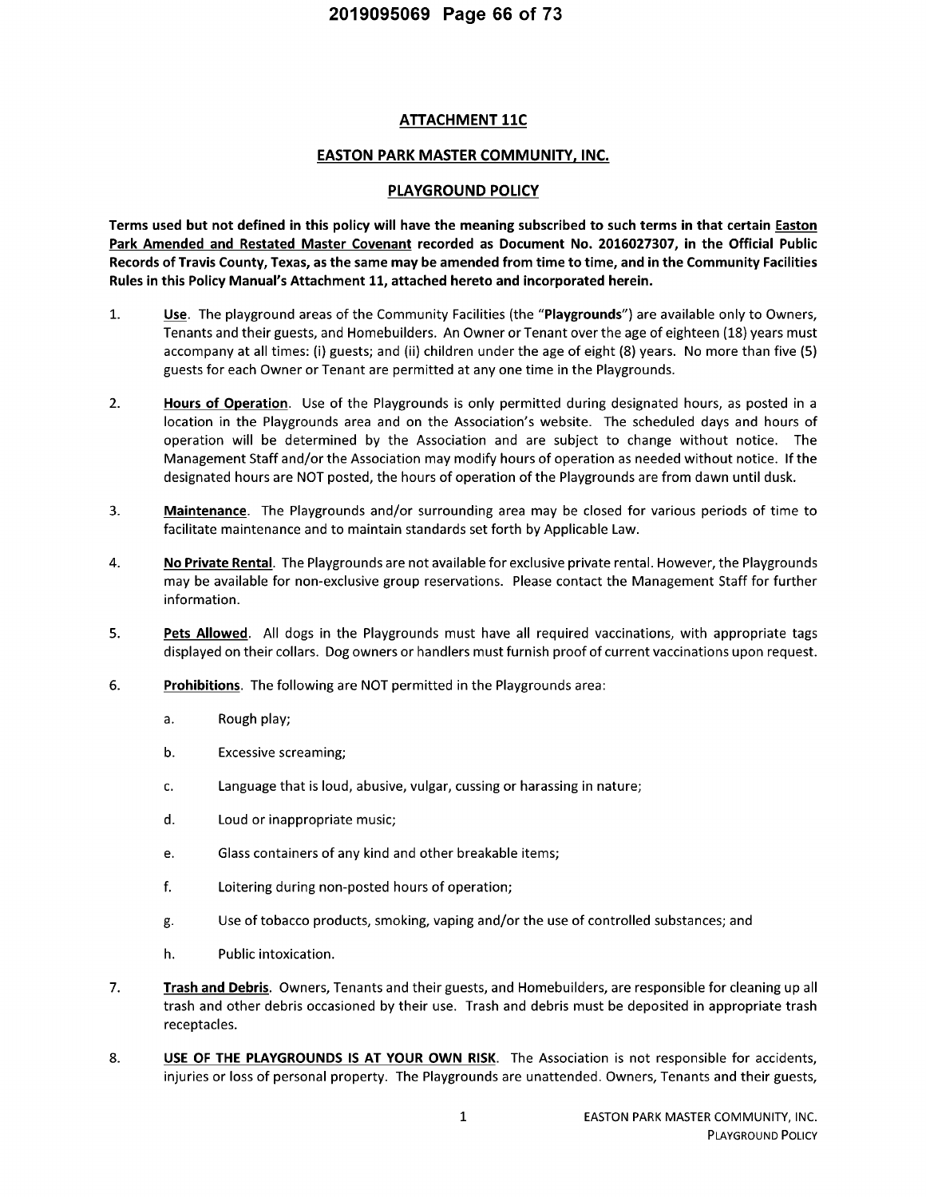## ATTACHMENT 11C

## EASTON PARK MASTER COMMUNITY, INC.

## PLAYGROUND POLICY

**Terms used but not defined in this policy will have the meaning subscribed to such terms in that certain Easton Park Amended and Restated Master Covenant recorded as Document No. 2016027307, in the Official Public Records of Travis County, Texas, as the same may be amended from time to time, and in the Community Facilities Rules in this Policy Manual's Attachment 11, attached hereto and incorporated herein.**

1. **Use**. The playground areas of the Community Facilities (the "**Playgrounds**") are available only to Owners, Tenants and their guests, and Homebuilders. An Owner or Tenant over the age of eighteen (18) years must accompany at all times: (i) guests; and (ii) children under the age of eight (8) years. No more than five (5) guests for each Owner or Tenant are permitted at any one time in the Playgrounds.

2. **Hours of Operation**. Use of the Playgrounds is only permitted during designated hours, as posted in a location in the Playgrounds area and on the Association's website. The scheduled days and hours of operation will be determined by the Association and are subject to change without notice. The Management Staff and/or the Association may modify hours of operation as needed without notice. If the designated hours are NOT posted, the hours of operation of the Playgrounds are from dawn until dusk.

3. **Maintenance**. The Playgrounds and/or surrounding area may be closed for various periods of time to facilitate maintenance and to maintain standards set forth by Applicable Law.

4. **No Private Rental**. The Playgrounds are not available for exclusive private rental. However, the Playgrounds may be available for non-exclusive group reservations. Please contact the Management Staff for further information.

5. **Pets Allowed**. All dogs in the Playgrounds must have all required vaccinations, with appropriate tags displayed on their collars. Dog owners or handlers must furnish proof of current vaccinations upon request.

6. **Prohibitions**. The following are NOT permitted in the Playgrounds area:

   a. Rough play;

   b. Excessive screaming;

   c. Language that is loud, abusive, vulgar, cussing or harassing in nature;

   d. Loud or inappropriate music;

   e. Glass containers of any kind and other breakable items;

   f. Loitering during non-posted hours of operation;

   g. Use of tobacco products, smoking, vaping and/or the use of controlled substances; and

   h. Public intoxication.

7. **Trash and Debris**. Owners, Tenants and their guests, and Homebuilders, are responsible for cleaning up all trash and other debris occasioned by their use. Trash and debris must be deposited in appropriate trash receptacles.

8. **USE OF THE PLAYGROUNDS IS AT YOUR OWN RISK**. The Association is not responsible for accidents, injuries or loss of personal property. The Playgrounds are unattended. Owners, Tenants and their guests,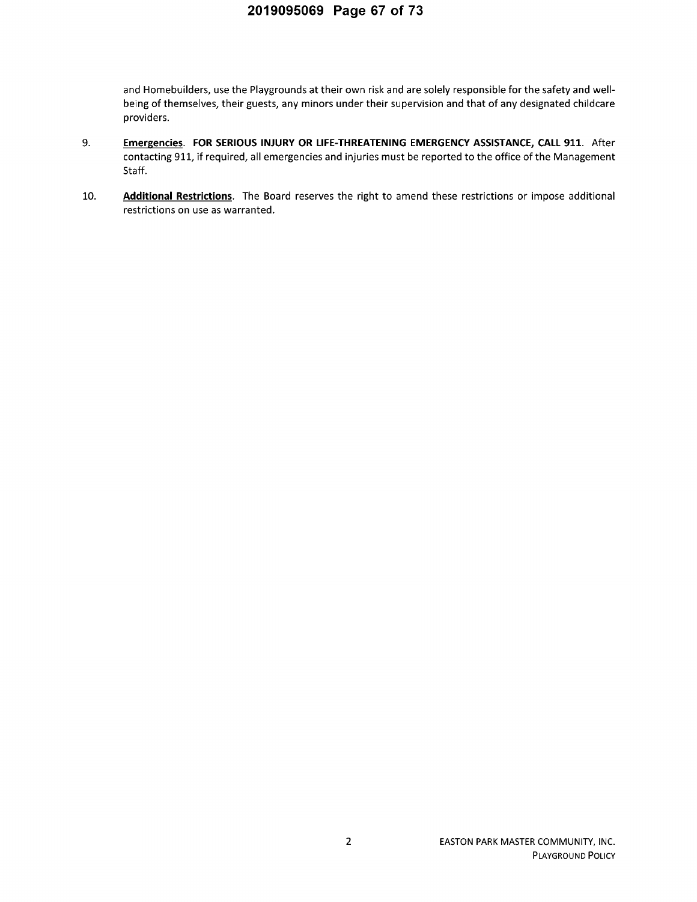and Homebuilders, use the Playgrounds at their own risk and are solely responsible for the safety and well-being of themselves, their guests, any minors under their supervision and that of any designated childcare providers.

9. **Emergencies**. **FOR SERIOUS INJURY OR LIFE-THREATENING EMERGENCY ASSISTANCE, CALL 911**. After contacting 911, if required, all emergencies and injuries must be reported to the office of the Management Staff.

10. **Additional Restrictions**. The Board reserves the right to amend these restrictions or impose additional restrictions on use as warranted.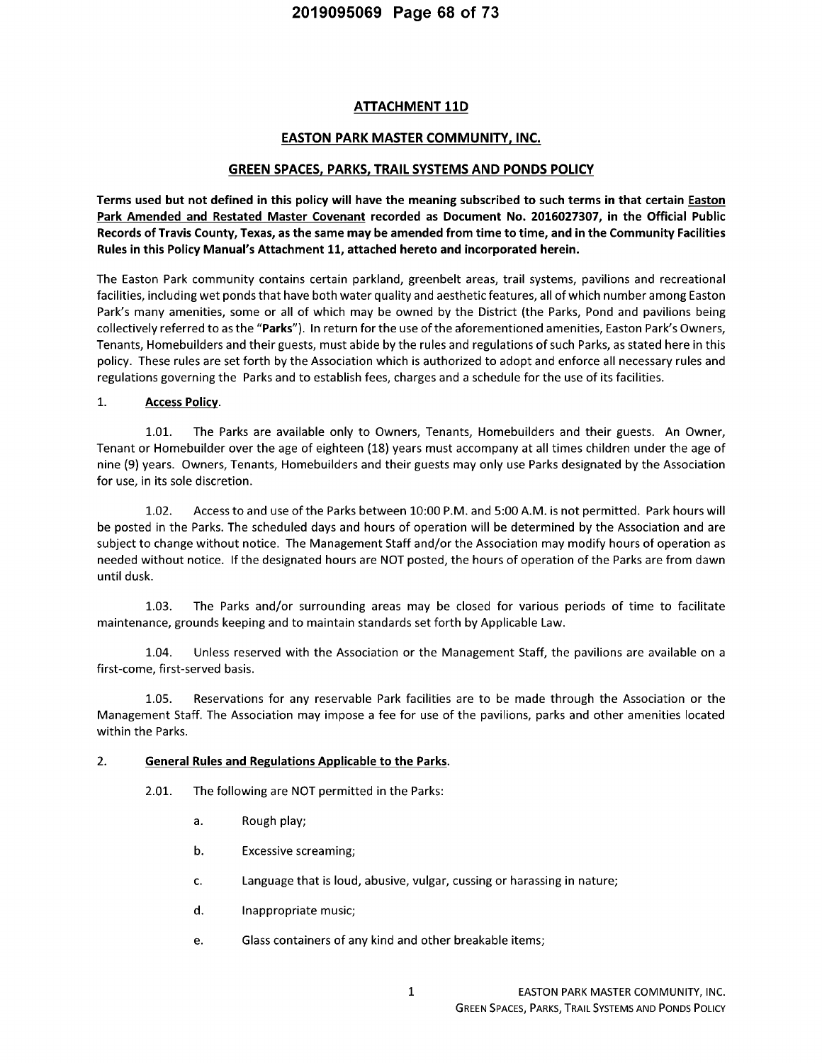## ATTACHMENT 11D

## EASTON PARK MASTER COMMUNITY, INC.

## GREEN SPACES, PARKS, TRAIL SYSTEMS AND PONDS POLICY

**Terms used but not defined in this policy will have the meaning subscribed to such terms in that certain Easton Park Amended and Restated Master Covenant recorded as Document No. 2016027307, in the Official Public Records of Travis County, Texas, as the same may be amended from time to time, and in the Community Facilities Rules in this Policy Manual's Attachment 11, attached hereto and incorporated herein.**

The Easton Park community contains certain parkland, greenbelt areas, trail systems, pavilions and recreational facilities, including wet ponds that have both water quality and aesthetic features, all of which number among Easton Park's many amenities, some or all of which may be owned by the District (the Parks, Pond and pavilions being collectively referred to as the "**Parks**"). In return for the use of the aforementioned amenities, Easton Park's Owners, Tenants, Homebuilders and their guests, must abide by the rules and regulations of such Parks, as stated here in this policy. These rules are set forth by the Association which is authorized to adopt and enforce all necessary rules and regulations governing the Parks and to establish fees, charges and a schedule for the use of its facilities.

1. **Access Policy**.

1.01. The Parks are available only to Owners, Tenants, Homebuilders and their guests. An Owner, Tenant or Homebuilder over the age of eighteen (18) years must accompany at all times children under the age of nine (9) years. Owners, Tenants, Homebuilders and their guests may only use Parks designated by the Association for use, in its sole discretion.

1.02. Access to and use of the Parks between 10:00 P.M. and 5:00 A.M. is not permitted. Park hours will be posted in the Parks. The scheduled days and hours of operation will be determined by the Association and are subject to change without notice. The Management Staff and/or the Association may modify hours of operation as needed without notice. If the designated hours are NOT posted, the hours of operation of the Parks are from dawn until dusk.

1.03. The Parks and/or surrounding areas may be closed for various periods of time to facilitate maintenance, grounds keeping and to maintain standards set forth by Applicable Law.

1.04. Unless reserved with the Association or the Management Staff, the pavilions are available on a first-come, first-served basis.

1.05. Reservations for any reservable Park facilities are to be made through the Association or the Management Staff. The Association may impose a fee for use of the pavilions, parks and other amenities located within the Parks.

2. **General Rules and Regulations Applicable to the Parks**.

2.01. The following are NOT permitted in the Parks:

a. Rough play;

b. Excessive screaming;

c. Language that is loud, abusive, vulgar, cussing or harassing in nature;

d. Inappropriate music;

e. Glass containers of any kind and other breakable items;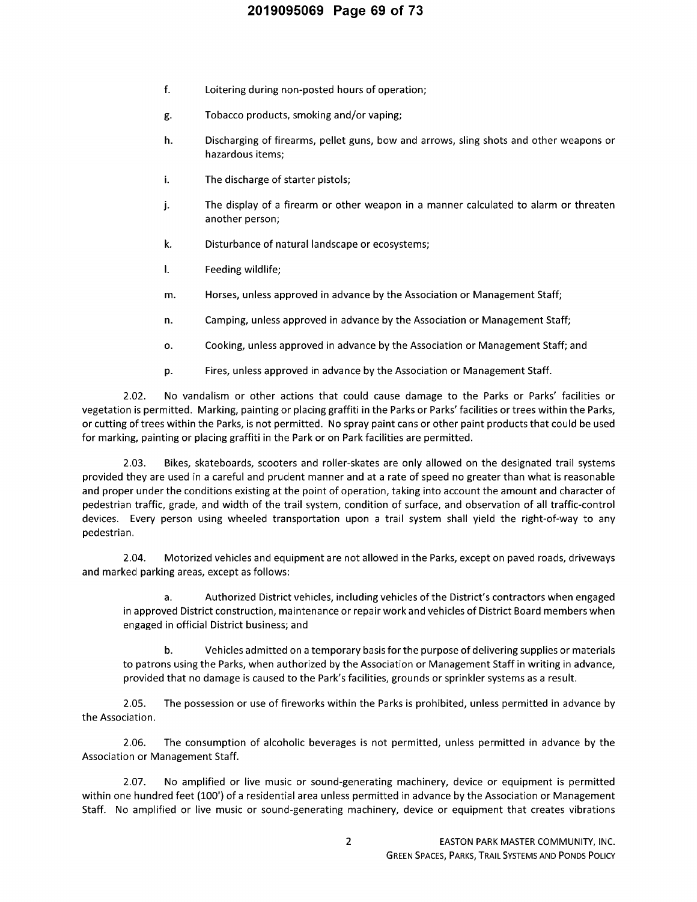f. Loitering during non-posted hours of operation;

g. Tobacco products, smoking and/or vaping;

h. Discharging of firearms, pellet guns, bow and arrows, sling shots and other weapons or hazardous items;

i. The discharge of starter pistols;

j. The display of a firearm or other weapon in a manner calculated to alarm or threaten another person;

k. Disturbance of natural landscape or ecosystems;

l. Feeding wildlife;

m. Horses, unless approved in advance by the Association or Management Staff;

n. Camping, unless approved in advance by the Association or Management Staff;

o. Cooking, unless approved in advance by the Association or Management Staff; and

p. Fires, unless approved in advance by the Association or Management Staff.

2.02. No vandalism or other actions that could cause damage to the Parks or Parks' facilities or vegetation is permitted. Marking, painting or placing graffiti in the Parks or Parks' facilities or trees within the Parks, or cutting of trees within the Parks, is not permitted. No spray paint cans or other paint products that could be used for marking, painting or placing graffiti in the Park or on Park facilities are permitted.

2.03. Bikes, skateboards, scooters and roller-skates are only allowed on the designated trail systems provided they are used in a careful and prudent manner and at a rate of speed no greater than what is reasonable and proper under the conditions existing at the point of operation, taking into account the amount and character of pedestrian traffic, grade, and width of the trail system, condition of surface, and observation of all traffic-control devices. Every person using wheeled transportation upon a trail system shall yield the right-of-way to any pedestrian.

2.04. Motorized vehicles and equipment are not allowed in the Parks, except on paved roads, driveways and marked parking areas, except as follows:

a. Authorized District vehicles, including vehicles of the District's contractors when engaged in approved District construction, maintenance or repair work and vehicles of District Board members when engaged in official District business; and

b. Vehicles admitted on a temporary basis for the purpose of delivering supplies or materials to patrons using the Parks, when authorized by the Association or Management Staff in writing in advance, provided that no damage is caused to the Park's facilities, grounds or sprinkler systems as a result.

2.05. The possession or use of fireworks within the Parks is prohibited, unless permitted in advance by the Association.

2.06. The consumption of alcoholic beverages is not permitted, unless permitted in advance by the Association or Management Staff.

2.07. No amplified or live music or sound-generating machinery, device or equipment is permitted within one hundred feet (100') of a residential area unless permitted in advance by the Association or Management Staff. No amplified or live music or sound-generating machinery, device or equipment that creates vibrations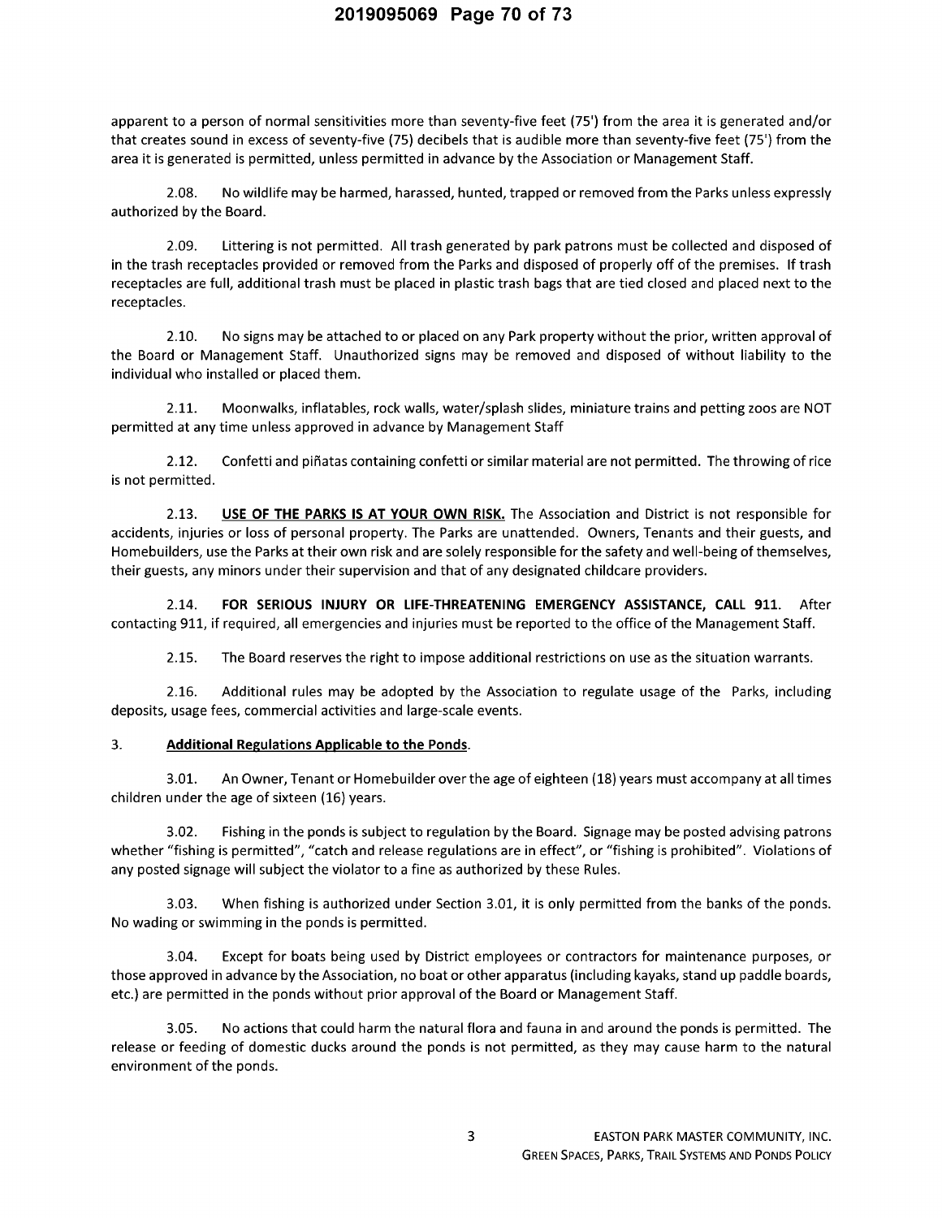apparent to a person of normal sensitivities more than seventy-five feet (75') from the area it is generated and/or that creates sound in excess of seventy-five (75) decibels that is audible more than seventy-five feet (75') from the area it is generated is permitted, unless permitted in advance by the Association or Management Staff.

2.08. No wildlife may be harmed, harassed, hunted, trapped or removed from the Parks unless expressly authorized by the Board.

2.09. Littering is not permitted. All trash generated by park patrons must be collected and disposed of in the trash receptacles provided or removed from the Parks and disposed of properly off of the premises. If trash receptacles are full, additional trash must be placed in plastic trash bags that are tied closed and placed next to the receptacles.

2.10. No signs may be attached to or placed on any Park property without the prior, written approval of the Board or Management Staff. Unauthorized signs may be removed and disposed of without liability to the individual who installed or placed them.

2.11. Moonwalks, inflatables, rock walls, water/splash slides, miniature trains and petting zoos are NOT permitted at any time unless approved in advance by Management Staff

2.12. Confetti and piñatas containing confetti or similar material are not permitted. The throwing of rice is not permitted.

2.13. **USE OF THE PARKS IS AT YOUR OWN RISK.** The Association and District is not responsible for accidents, injuries or loss of personal property. The Parks are unattended. Owners, Tenants and their guests, and Homebuilders, use the Parks at their own risk and are solely responsible for the safety and well-being of themselves, their guests, any minors under their supervision and that of any designated childcare providers.

2.14. **FOR SERIOUS INJURY OR LIFE-THREATENING EMERGENCY ASSISTANCE, CALL 911.** After contacting 911, if required, all emergencies and injuries must be reported to the office of the Management Staff.

2.15. The Board reserves the right to impose additional restrictions on use as the situation warrants.

2.16. Additional rules may be adopted by the Association to regulate usage of the Parks, including deposits, usage fees, commercial activities and large-scale events.

3. **Additional Regulations Applicable to the Ponds**.

3.01. An Owner, Tenant or Homebuilder over the age of eighteen (18) years must accompany at all times children under the age of sixteen (16) years.

3.02. Fishing in the ponds is subject to regulation by the Board. Signage may be posted advising patrons whether "fishing is permitted", "catch and release regulations are in effect", or "fishing is prohibited". Violations of any posted signage will subject the violator to a fine as authorized by these Rules.

3.03. When fishing is authorized under Section 3.01, it is only permitted from the banks of the ponds. No wading or swimming in the ponds is permitted.

3.04. Except for boats being used by District employees or contractors for maintenance purposes, or those approved in advance by the Association, no boat or other apparatus (including kayaks, stand up paddle boards, etc.) are permitted in the ponds without prior approval of the Board or Management Staff.

3.05. No actions that could harm the natural flora and fauna in and around the ponds is permitted. The release or feeding of domestic ducks around the ponds is not permitted, as they may cause harm to the natural environment of the ponds.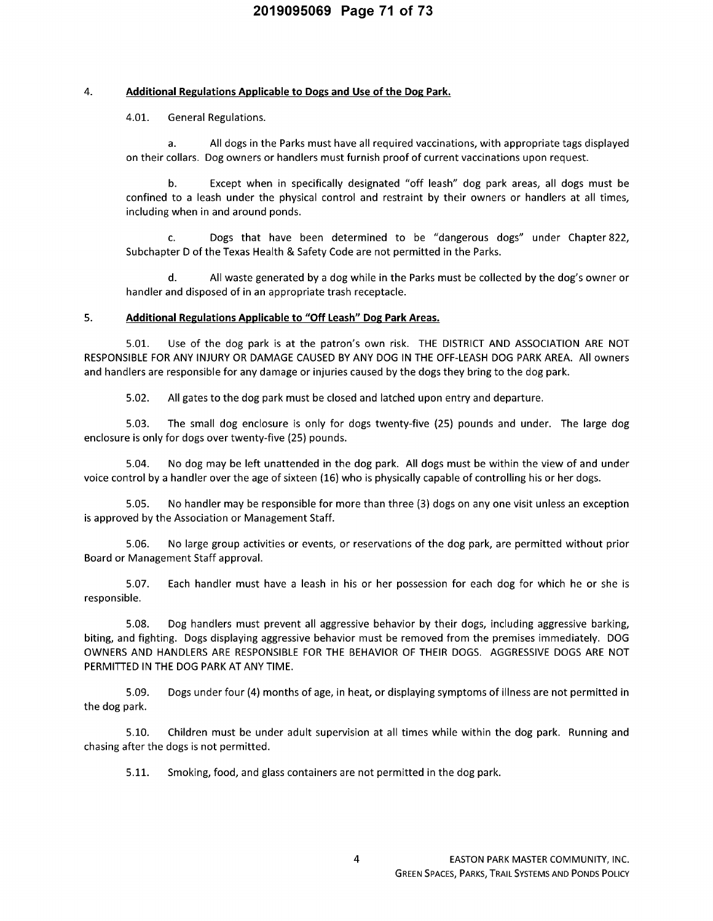4. **Additional Regulations Applicable to Dogs and Use of the Dog Park.**

4.01. General Regulations.

a. All dogs in the Parks must have all required vaccinations, with appropriate tags displayed on their collars. Dog owners or handlers must furnish proof of current vaccinations upon request.

b. Except when in specifically designated "off leash" dog park areas, all dogs must be confined to a leash under the physical control and restraint by their owners or handlers at all times, including when in and around ponds.

c. Dogs that have been determined to be "dangerous dogs" under Chapter 822, Subchapter D of the Texas Health & Safety Code are not permitted in the Parks.

d. All waste generated by a dog while in the Parks must be collected by the dog's owner or handler and disposed of in an appropriate trash receptacle.

5. **Additional Regulations Applicable to "Off Leash" Dog Park Areas.**

5.01. Use of the dog park is at the patron's own risk. THE DISTRICT AND ASSOCIATION ARE NOT RESPONSIBLE FOR ANY INJURY OR DAMAGE CAUSED BY ANY DOG IN THE OFF-LEASH DOG PARK AREA. All owners and handlers are responsible for any damage or injuries caused by the dogs they bring to the dog park.

5.02. All gates to the dog park must be closed and latched upon entry and departure.

5.03. The small dog enclosure is only for dogs twenty-five (25) pounds and under. The large dog enclosure is only for dogs over twenty-five (25) pounds.

5.04. No dog may be left unattended in the dog park. All dogs must be within the view of and under voice control by a handler over the age of sixteen (16) who is physically capable of controlling his or her dogs.

5.05. No handler may be responsible for more than three (3) dogs on any one visit unless an exception is approved by the Association or Management Staff.

5.06. No large group activities or events, or reservations of the dog park, are permitted without prior Board or Management Staff approval.

5.07. Each handler must have a leash in his or her possession for each dog for which he or she is responsible.

5.08. Dog handlers must prevent all aggressive behavior by their dogs, including aggressive barking, biting, and fighting. Dogs displaying aggressive behavior must be removed from the premises immediately. DOG OWNERS AND HANDLERS ARE RESPONSIBLE FOR THE BEHAVIOR OF THEIR DOGS. AGGRESSIVE DOGS ARE NOT PERMITTED IN THE DOG PARK AT ANY TIME.

5.09. Dogs under four (4) months of age, in heat, or displaying symptoms of illness are not permitted in the dog park.

5.10. Children must be under adult supervision at all times while within the dog park. Running and chasing after the dogs is not permitted.

5.11. Smoking, food, and glass containers are not permitted in the dog park.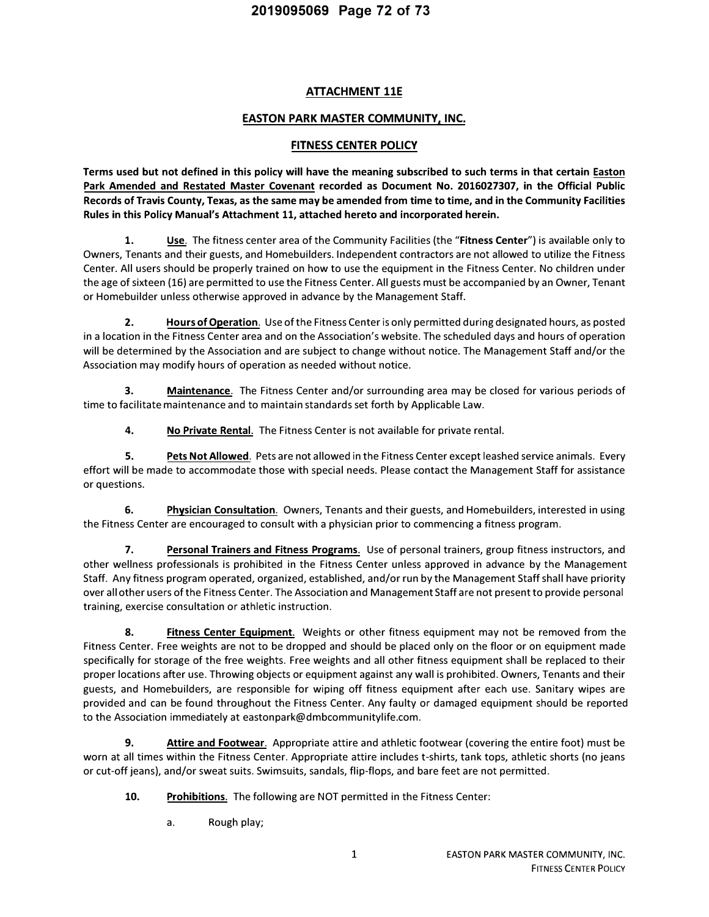## ATTACHMENT 11E

## EASTON PARK MASTER COMMUNITY, INC.

## FITNESS CENTER POLICY

**Terms used but not defined in this policy will have the meaning subscribed to such terms in that certain Easton Park Amended and Restated Master Covenant recorded as Document No. 2016027307, in the Official Public Records of Travis County, Texas, as the same may be amended from time to time, and in the Community Facilities Rules in this Policy Manual's Attachment 11, attached hereto and incorporated herein.**

**1.** **Use**. The fitness center area of the Community Facilities (the "**Fitness Center**") is available only to Owners, Tenants and their guests, and Homebuilders. Independent contractors are not allowed to utilize the Fitness Center. All users should be properly trained on how to use the equipment in the Fitness Center. No children under the age of sixteen (16) are permitted to use the Fitness Center. All guests must be accompanied by an Owner, Tenant or Homebuilder unless otherwise approved in advance by the Management Staff.

**2.** **Hours of Operation**. Use of the Fitness Center is only permitted during designated hours, as posted in a location in the Fitness Center area and on the Association's website. The scheduled days and hours of operation will be determined by the Association and are subject to change without notice. The Management Staff and/or the Association may modify hours of operation as needed without notice.

**3.** **Maintenance**. The Fitness Center and/or surrounding area may be closed for various periods of time to facilitate maintenance and to maintain standards set forth by Applicable Law.

**4.** **No Private Rental**. The Fitness Center is not available for private rental.

**5.** **Pets Not Allowed**. Pets are not allowed in the Fitness Center except leashed service animals. Every effort will be made to accommodate those with special needs. Please contact the Management Staff for assistance or questions.

**6.** **Physician Consultation**. Owners, Tenants and their guests, and Homebuilders, interested in using the Fitness Center are encouraged to consult with a physician prior to commencing a fitness program.

**7.** **Personal Trainers and Fitness Programs.** Use of personal trainers, group fitness instructors, and other wellness professionals is prohibited in the Fitness Center unless approved in advance by the Management Staff. Any fitness program operated, organized, established, and/or run by the Management Staff shall have priority over all other users of the Fitness Center. The Association and Management Staff are not present to provide personal training, exercise consultation or athletic instruction.

**8.** **Fitness Center Equipment**. Weights or other fitness equipment may not be removed from the Fitness Center. Free weights are not to be dropped and should be placed only on the floor or on equipment made specifically for storage of the free weights. Free weights and all other fitness equipment shall be replaced to their proper locations after use. Throwing objects or equipment against any wall is prohibited. Owners, Tenants and their guests, and Homebuilders, are responsible for wiping off fitness equipment after each use. Sanitary wipes are provided and can be found throughout the Fitness Center. Any faulty or damaged equipment should be reported to the Association immediately at eastonpark@dmbcommunitylife.com.

**9.** **Attire and Footwear**. Appropriate attire and athletic footwear (covering the entire foot) must be worn at all times within the Fitness Center. Appropriate attire includes t-shirts, tank tops, athletic shorts (no jeans or cut-off jeans), and/or sweat suits. Swimsuits, sandals, flip-flops, and bare feet are not permitted.

**10.** **Prohibitions.** The following are NOT permitted in the Fitness Center:

a. Rough play;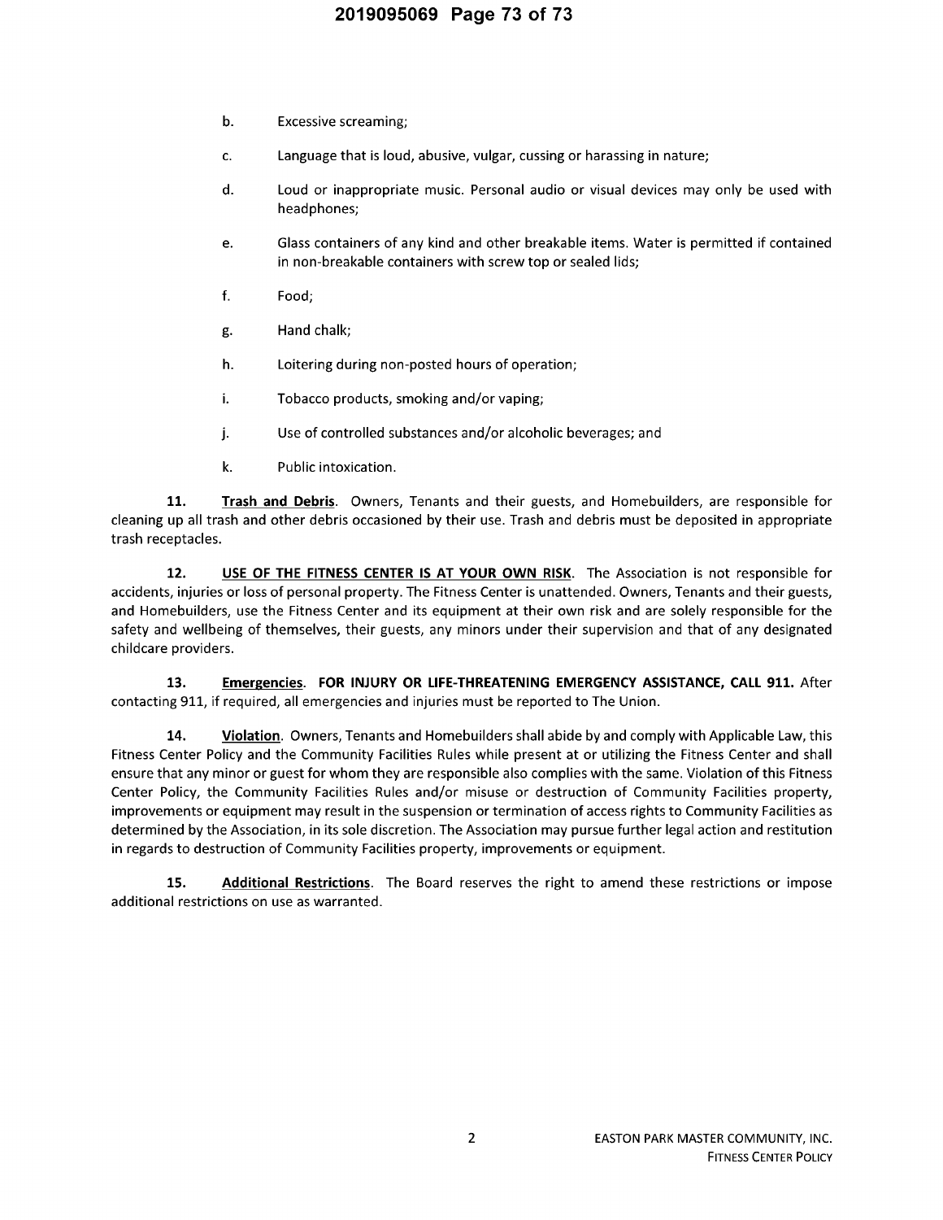b. Excessive screaming;

c. Language that is loud, abusive, vulgar, cussing or harassing in nature;

d. Loud or inappropriate music. Personal audio or visual devices may only be used with headphones;

e. Glass containers of any kind and other breakable items. Water is permitted if contained in non-breakable containers with screw top or sealed lids;

f. Food;

g. Hand chalk;

h. Loitering during non-posted hours of operation;

i. Tobacco products, smoking and/or vaping;

j. Use of controlled substances and/or alcoholic beverages; and

k. Public intoxication.

**11. Trash and Debris**. Owners, Tenants and their guests, and Homebuilders, are responsible for cleaning up all trash and other debris occasioned by their use. Trash and debris must be deposited in appropriate trash receptacles.

**12. USE OF THE FITNESS CENTER IS AT YOUR OWN RISK**. The Association is not responsible for accidents, injuries or loss of personal property. The Fitness Center is unattended. Owners, Tenants and their guests, and Homebuilders, use the Fitness Center and its equipment at their own risk and are solely responsible for the safety and wellbeing of themselves, their guests, any minors under their supervision and that of any designated childcare providers.

**13. Emergencies**. **FOR INJURY OR LIFE-THREATENING EMERGENCY ASSISTANCE, CALL 911.** After contacting 911, if required, all emergencies and injuries must be reported to The Union.

**14. Violation**. Owners, Tenants and Homebuilders shall abide by and comply with Applicable Law, this Fitness Center Policy and the Community Facilities Rules while present at or utilizing the Fitness Center and shall ensure that any minor or guest for whom they are responsible also complies with the same. Violation of this Fitness Center Policy, the Community Facilities Rules and/or misuse or destruction of Community Facilities property, improvements or equipment may result in the suspension or termination of access rights to Community Facilities as determined by the Association, in its sole discretion. The Association may pursue further legal action and restitution in regards to destruction of Community Facilities property, improvements or equipment.

**15. Additional Restrictions**. The Board reserves the right to amend these restrictions or impose additional restrictions on use as warranted.